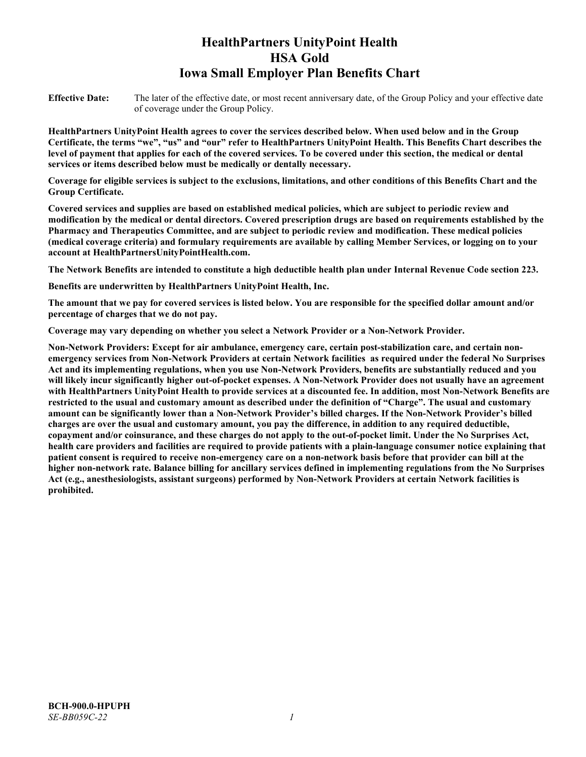# HealthPartners UnityPoint Health
# HSA Gold
# Iowa Small Employer Plan Benefits Chart

**Effective Date:** The later of the effective date, or most recent anniversary date, of the Group Policy and your effective date of coverage under the Group Policy.

**HealthPartners UnityPoint Health agrees to cover the services described below. When used below and in the Group Certificate, the terms "we", "us" and "our" refer to HealthPartners UnityPoint Health. This Benefits Chart describes the level of payment that applies for each of the covered services. To be covered under this section, the medical or dental services or items described below must be medically or dentally necessary.**

**Coverage for eligible services is subject to the exclusions, limitations, and other conditions of this Benefits Chart and the Group Certificate.**

**Covered services and supplies are based on established medical policies, which are subject to periodic review and modification by the medical or dental directors. Covered prescription drugs are based on requirements established by the Pharmacy and Therapeutics Committee, and are subject to periodic review and modification. These medical policies (medical coverage criteria) and formulary requirements are available by calling Member Services, or logging on to your account at HealthPartnersUnityPointHealth.com.**

**The Network Benefits are intended to constitute a high deductible health plan under Internal Revenue Code section 223.**

**Benefits are underwritten by HealthPartners UnityPoint Health, Inc.**

**The amount that we pay for covered services is listed below. You are responsible for the specified dollar amount and/or percentage of charges that we do not pay.**

**Coverage may vary depending on whether you select a Network Provider or a Non-Network Provider.**

**Non-Network Providers: Except for air ambulance, emergency care, certain post-stabilization care, and certain non-emergency services from Non-Network Providers at certain Network facilities as required under the federal No Surprises Act and its implementing regulations, when you use Non-Network Providers, benefits are substantially reduced and you will likely incur significantly higher out-of-pocket expenses. A Non-Network Provider does not usually have an agreement with HealthPartners UnityPoint Health to provide services at a discounted fee. In addition, most Non-Network Benefits are restricted to the usual and customary amount as described under the definition of "Charge". The usual and customary amount can be significantly lower than a Non-Network Provider's billed charges. If the Non-Network Provider's billed charges are over the usual and customary amount, you pay the difference, in addition to any required deductible, copayment and/or coinsurance, and these charges do not apply to the out-of-pocket limit. Under the No Surprises Act, health care providers and facilities are required to provide patients with a plain-language consumer notice explaining that patient consent is required to receive non-emergency care on a non-network basis before that provider can bill at the higher non-network rate. Balance billing for ancillary services defined in implementing regulations from the No Surprises Act (e.g., anesthesiologists, assistant surgeons) performed by Non-Network Providers at certain Network facilities is prohibited.**

**BCH-900.0-HPUPH**
*SE-BB059C-22*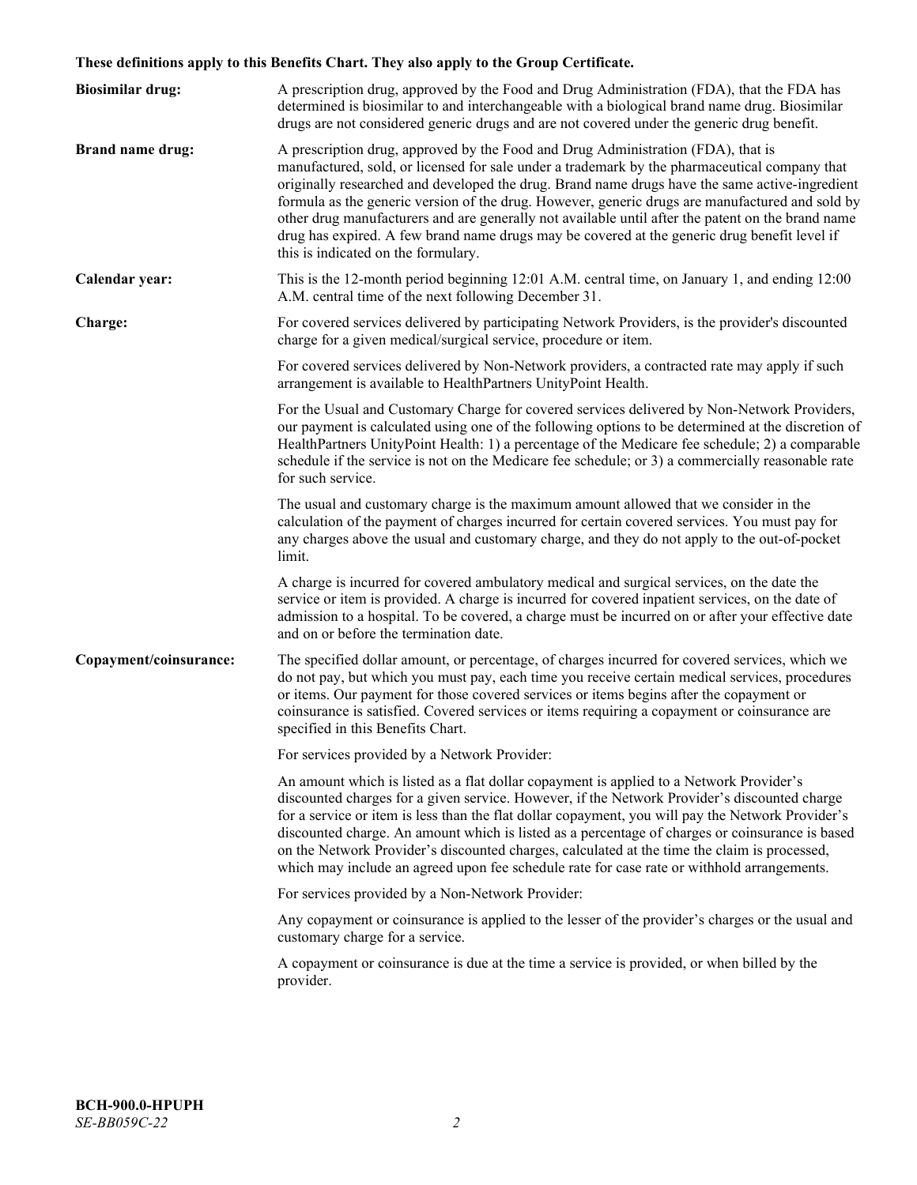**These definitions apply to this Benefits Chart. They also apply to the Group Certificate.**

**Biosimilar drug:** A prescription drug, approved by the Food and Drug Administration (FDA), that the FDA has determined is biosimilar to and interchangeable with a biological brand name drug. Biosimilar drugs are not considered generic drugs and are not covered under the generic drug benefit.

**Brand name drug:** A prescription drug, approved by the Food and Drug Administration (FDA), that is manufactured, sold, or licensed for sale under a trademark by the pharmaceutical company that originally researched and developed the drug. Brand name drugs have the same active-ingredient formula as the generic version of the drug. However, generic drugs are manufactured and sold by other drug manufacturers and are generally not available until after the patent on the brand name drug has expired. A few brand name drugs may be covered at the generic drug benefit level if this is indicated on the formulary.

**Calendar year:** This is the 12-month period beginning 12:01 A.M. central time, on January 1, and ending 12:00 A.M. central time of the next following December 31.

**Charge:** For covered services delivered by participating Network Providers, is the provider's discounted charge for a given medical/surgical service, procedure or item.

For covered services delivered by Non-Network providers, a contracted rate may apply if such arrangement is available to HealthPartners UnityPoint Health.

For the Usual and Customary Charge for covered services delivered by Non-Network Providers, our payment is calculated using one of the following options to be determined at the discretion of HealthPartners UnityPoint Health: 1) a percentage of the Medicare fee schedule; 2) a comparable schedule if the service is not on the Medicare fee schedule; or 3) a commercially reasonable rate for such service.

The usual and customary charge is the maximum amount allowed that we consider in the calculation of the payment of charges incurred for certain covered services. You must pay for any charges above the usual and customary charge, and they do not apply to the out-of-pocket limit.

A charge is incurred for covered ambulatory medical and surgical services, on the date the service or item is provided. A charge is incurred for covered inpatient services, on the date of admission to a hospital. To be covered, a charge must be incurred on or after your effective date and on or before the termination date.

**Copayment/coinsurance:** The specified dollar amount, or percentage, of charges incurred for covered services, which we do not pay, but which you must pay, each time you receive certain medical services, procedures or items. Our payment for those covered services or items begins after the copayment or coinsurance is satisfied. Covered services or items requiring a copayment or coinsurance are specified in this Benefits Chart.

For services provided by a Network Provider:

An amount which is listed as a flat dollar copayment is applied to a Network Provider's discounted charges for a given service. However, if the Network Provider's discounted charge for a service or item is less than the flat dollar copayment, you will pay the Network Provider's discounted charge. An amount which is listed as a percentage of charges or coinsurance is based on the Network Provider's discounted charges, calculated at the time the claim is processed, which may include an agreed upon fee schedule rate for case rate or withhold arrangements.

For services provided by a Non-Network Provider:

Any copayment or coinsurance is applied to the lesser of the provider's charges or the usual and customary charge for a service.

A copayment or coinsurance is due at the time a service is provided, or when billed by the provider.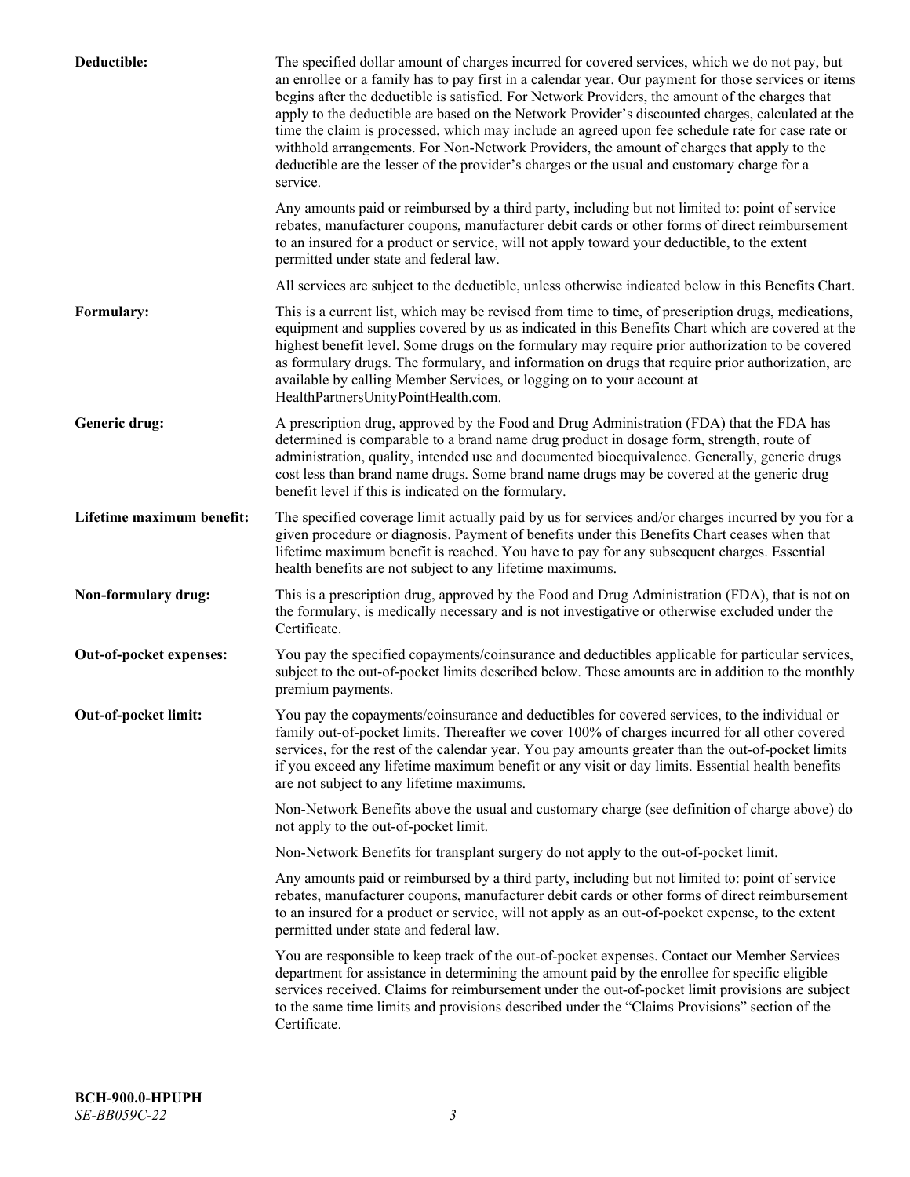**Deductible:** The specified dollar amount of charges incurred for covered services, which we do not pay, but an enrollee or a family has to pay first in a calendar year. Our payment for those services or items begins after the deductible is satisfied. For Network Providers, the amount of the charges that apply to the deductible are based on the Network Provider's discounted charges, calculated at the time the claim is processed, which may include an agreed upon fee schedule rate for case rate or withhold arrangements. For Non-Network Providers, the amount of charges that apply to the deductible are the lesser of the provider's charges or the usual and customary charge for a service.

Any amounts paid or reimbursed by a third party, including but not limited to: point of service rebates, manufacturer coupons, manufacturer debit cards or other forms of direct reimbursement to an insured for a product or service, will not apply toward your deductible, to the extent permitted under state and federal law.

All services are subject to the deductible, unless otherwise indicated below in this Benefits Chart.

**Formulary:** This is a current list, which may be revised from time to time, of prescription drugs, medications, equipment and supplies covered by us as indicated in this Benefits Chart which are covered at the highest benefit level. Some drugs on the formulary may require prior authorization to be covered as formulary drugs. The formulary, and information on drugs that require prior authorization, are available by calling Member Services, or logging on to your account at HealthPartnersUnityPointHealth.com.

**Generic drug:** A prescription drug, approved by the Food and Drug Administration (FDA) that the FDA has determined is comparable to a brand name drug product in dosage form, strength, route of administration, quality, intended use and documented bioequivalence. Generally, generic drugs cost less than brand name drugs. Some brand name drugs may be covered at the generic drug benefit level if this is indicated on the formulary.

**Lifetime maximum benefit:** The specified coverage limit actually paid by us for services and/or charges incurred by you for a given procedure or diagnosis. Payment of benefits under this Benefits Chart ceases when that lifetime maximum benefit is reached. You have to pay for any subsequent charges. Essential health benefits are not subject to any lifetime maximums.

**Non-formulary drug:** This is a prescription drug, approved by the Food and Drug Administration (FDA), that is not on the formulary, is medically necessary and is not investigative or otherwise excluded under the Certificate.

**Out-of-pocket expenses:** You pay the specified copayments/coinsurance and deductibles applicable for particular services, subject to the out-of-pocket limits described below. These amounts are in addition to the monthly premium payments.

**Out-of-pocket limit:** You pay the copayments/coinsurance and deductibles for covered services, to the individual or family out-of-pocket limits. Thereafter we cover 100% of charges incurred for all other covered services, for the rest of the calendar year. You pay amounts greater than the out-of-pocket limits if you exceed any lifetime maximum benefit or any visit or day limits. Essential health benefits are not subject to any lifetime maximums.

Non-Network Benefits above the usual and customary charge (see definition of charge above) do not apply to the out-of-pocket limit.

Non-Network Benefits for transplant surgery do not apply to the out-of-pocket limit.

Any amounts paid or reimbursed by a third party, including but not limited to: point of service rebates, manufacturer coupons, manufacturer debit cards or other forms of direct reimbursement to an insured for a product or service, will not apply as an out-of-pocket expense, to the extent permitted under state and federal law.

You are responsible to keep track of the out-of-pocket expenses. Contact our Member Services department for assistance in determining the amount paid by the enrollee for specific eligible services received. Claims for reimbursement under the out-of-pocket limit provisions are subject to the same time limits and provisions described under the "Claims Provisions" section of the Certificate.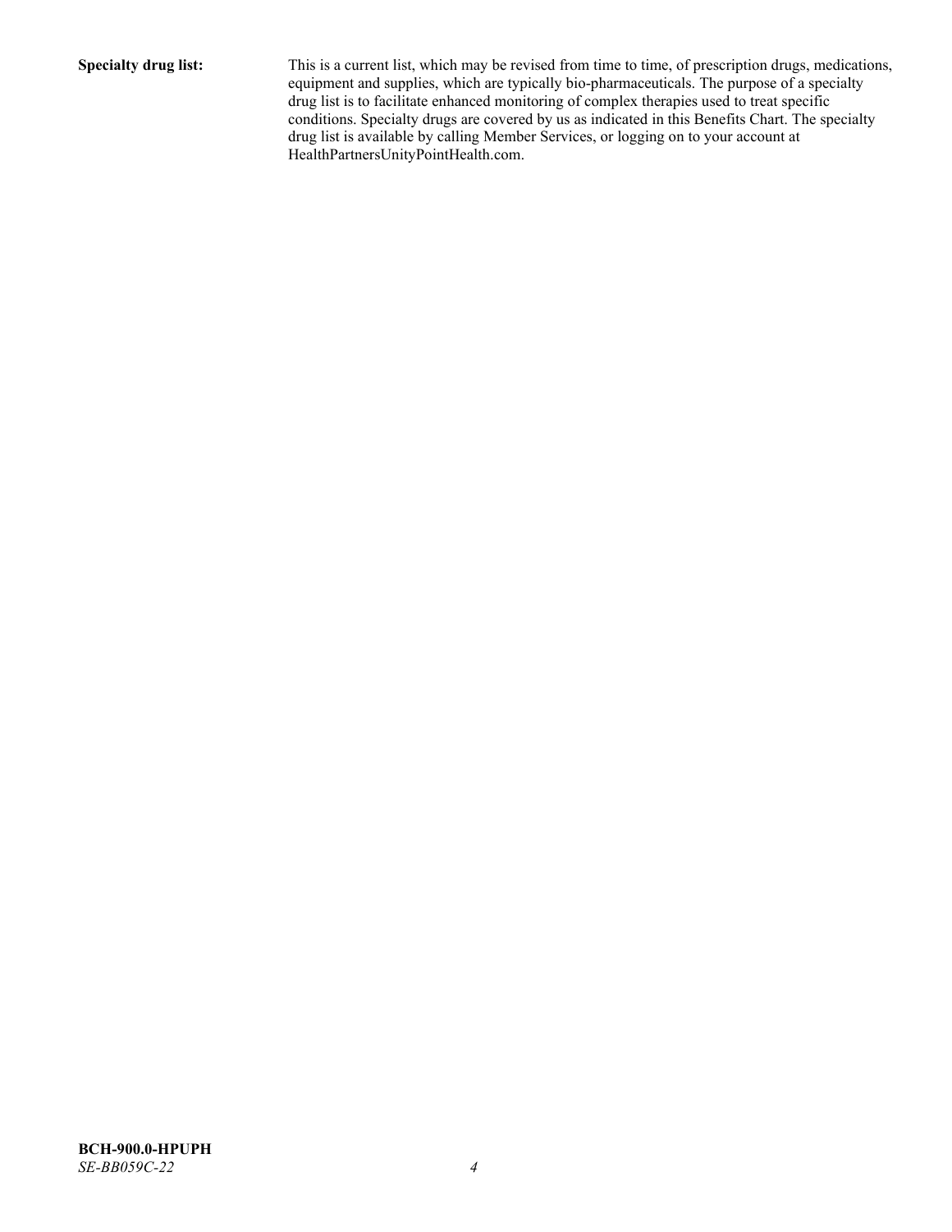**Specialty drug list:** This is a current list, which may be revised from time to time, of prescription drugs, medications, equipment and supplies, which are typically bio-pharmaceuticals. The purpose of a specialty drug list is to facilitate enhanced monitoring of complex therapies used to treat specific conditions. Specialty drugs are covered by us as indicated in this Benefits Chart. The specialty drug list is available by calling Member Services, or logging on to your account at HealthPartnersUnityPointHealth.com.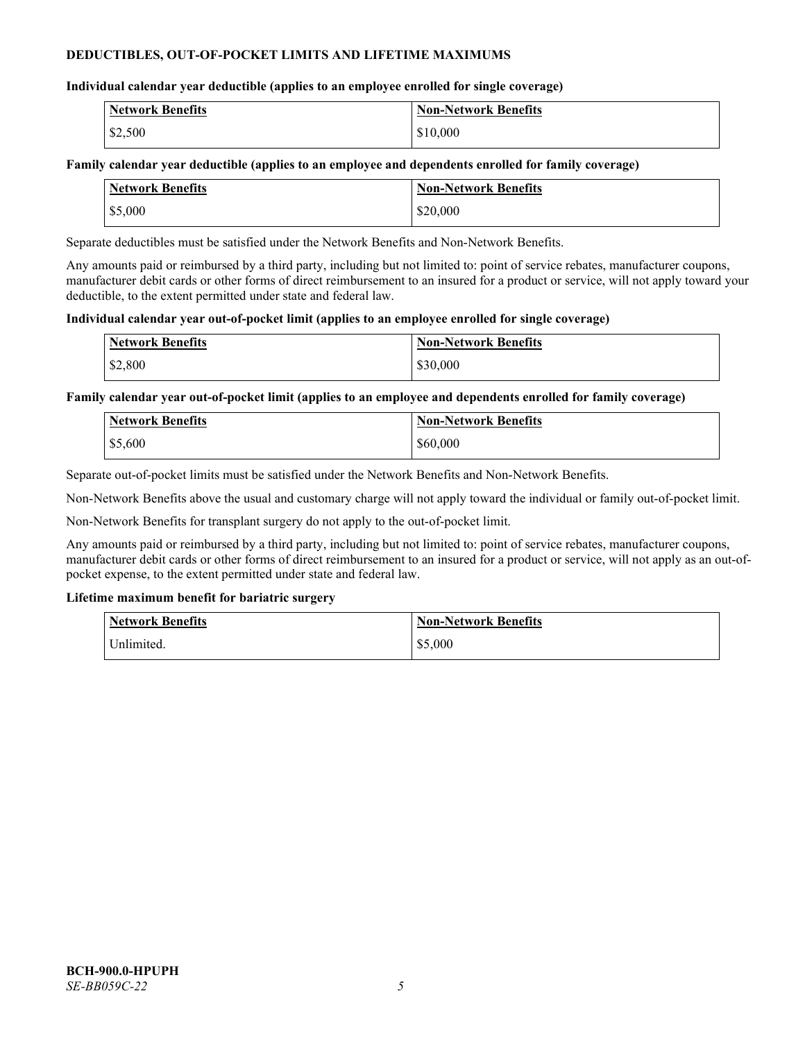**DEDUCTIBLES, OUT-OF-POCKET LIMITS AND LIFETIME MAXIMUMS**

**Individual calendar year deductible (applies to an employee enrolled for single coverage)**

| Network Benefits | Non-Network Benefits |
| --- | --- |
| $2,500 | $10,000 |

**Family calendar year deductible (applies to an employee and dependents enrolled for family coverage)**

| Network Benefits | Non-Network Benefits |
| --- | --- |
| $5,000 | $20,000 |

Separate deductibles must be satisfied under the Network Benefits and Non-Network Benefits.

Any amounts paid or reimbursed by a third party, including but not limited to: point of service rebates, manufacturer coupons, manufacturer debit cards or other forms of direct reimbursement to an insured for a product or service, will not apply toward your deductible, to the extent permitted under state and federal law.

**Individual calendar year out-of-pocket limit (applies to an employee enrolled for single coverage)**

| Network Benefits | Non-Network Benefits |
| --- | --- |
| $2,800 | $30,000 |

**Family calendar year out-of-pocket limit (applies to an employee and dependents enrolled for family coverage)**

| Network Benefits | Non-Network Benefits |
| --- | --- |
| $5,600 | $60,000 |

Separate out-of-pocket limits must be satisfied under the Network Benefits and Non-Network Benefits.

Non-Network Benefits above the usual and customary charge will not apply toward the individual or family out-of-pocket limit.

Non-Network Benefits for transplant surgery do not apply to the out-of-pocket limit.

Any amounts paid or reimbursed by a third party, including but not limited to: point of service rebates, manufacturer coupons, manufacturer debit cards or other forms of direct reimbursement to an insured for a product or service, will not apply as an out-of-pocket expense, to the extent permitted under state and federal law.

**Lifetime maximum benefit for bariatric surgery**

| Network Benefits | Non-Network Benefits |
| --- | --- |
| Unlimited. | $5,000 |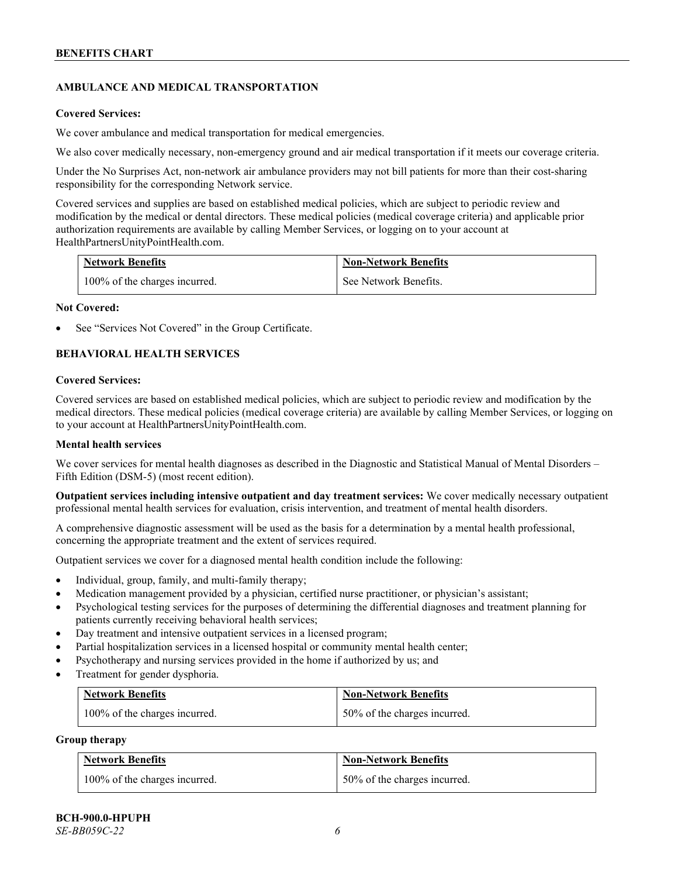## AMBULANCE AND MEDICAL TRANSPORTATION

**Covered Services:**

We cover ambulance and medical transportation for medical emergencies.

We also cover medically necessary, non-emergency ground and air medical transportation if it meets our coverage criteria.

Under the No Surprises Act, non-network air ambulance providers may not bill patients for more than their cost-sharing responsibility for the corresponding Network service.

Covered services and supplies are based on established medical policies, which are subject to periodic review and modification by the medical or dental directors. These medical policies (medical coverage criteria) and applicable prior authorization requirements are available by calling Member Services, or logging on to your account at HealthPartnersUnityPointHealth.com.

| Network Benefits | Non-Network Benefits |
|---|---|
| 100% of the charges incurred. | See Network Benefits. |

**Not Covered:**

- See "Services Not Covered" in the Group Certificate.

## BEHAVIORAL HEALTH SERVICES

**Covered Services:**

Covered services are based on established medical policies, which are subject to periodic review and modification by the medical directors. These medical policies (medical coverage criteria) are available by calling Member Services, or logging on to your account at HealthPartnersUnityPointHealth.com.

### Mental health services

We cover services for mental health diagnoses as described in the Diagnostic and Statistical Manual of Mental Disorders – Fifth Edition (DSM-5) (most recent edition).

**Outpatient services including intensive outpatient and day treatment services:** We cover medically necessary outpatient professional mental health services for evaluation, crisis intervention, and treatment of mental health disorders.

A comprehensive diagnostic assessment will be used as the basis for a determination by a mental health professional, concerning the appropriate treatment and the extent of services required.

Outpatient services we cover for a diagnosed mental health condition include the following:

- Individual, group, family, and multi-family therapy;
- Medication management provided by a physician, certified nurse practitioner, or physician's assistant;
- Psychological testing services for the purposes of determining the differential diagnoses and treatment planning for patients currently receiving behavioral health services;
- Day treatment and intensive outpatient services in a licensed program;
- Partial hospitalization services in a licensed hospital or community mental health center;
- Psychotherapy and nursing services provided in the home if authorized by us; and
- Treatment for gender dysphoria.

| Network Benefits | Non-Network Benefits |
|---|---|
| 100% of the charges incurred. | 50% of the charges incurred. |

**Group therapy**

| Network Benefits | Non-Network Benefits |
|---|---|
| 100% of the charges incurred. | 50% of the charges incurred. |

BCH-900.0-HPUPH
*SE-BB059C-22*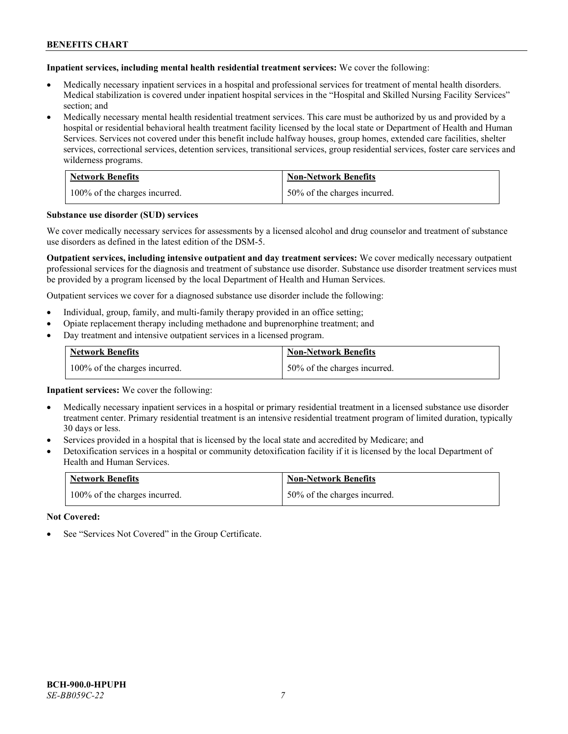**Inpatient services, including mental health residential treatment services:** We cover the following:

- Medically necessary inpatient services in a hospital and professional services for treatment of mental health disorders. Medical stabilization is covered under inpatient hospital services in the "Hospital and Skilled Nursing Facility Services" section; and
- Medically necessary mental health residential treatment services. This care must be authorized by us and provided by a hospital or residential behavioral health treatment facility licensed by the local state or Department of Health and Human Services. Services not covered under this benefit include halfway houses, group homes, extended care facilities, shelter services, correctional services, detention services, transitional services, group residential services, foster care services and wilderness programs.

| Network Benefits | Non-Network Benefits |
| --- | --- |
| 100% of the charges incurred. | 50% of the charges incurred. |

**Substance use disorder (SUD) services**

We cover medically necessary services for assessments by a licensed alcohol and drug counselor and treatment of substance use disorders as defined in the latest edition of the DSM-5.

**Outpatient services, including intensive outpatient and day treatment services:** We cover medically necessary outpatient professional services for the diagnosis and treatment of substance use disorder. Substance use disorder treatment services must be provided by a program licensed by the local Department of Health and Human Services.

Outpatient services we cover for a diagnosed substance use disorder include the following:

- Individual, group, family, and multi-family therapy provided in an office setting;
- Opiate replacement therapy including methadone and buprenorphine treatment; and
- Day treatment and intensive outpatient services in a licensed program.

| Network Benefits | Non-Network Benefits |
| --- | --- |
| 100% of the charges incurred. | 50% of the charges incurred. |

**Inpatient services:** We cover the following:

- Medically necessary inpatient services in a hospital or primary residential treatment in a licensed substance use disorder treatment center. Primary residential treatment is an intensive residential treatment program of limited duration, typically 30 days or less.
- Services provided in a hospital that is licensed by the local state and accredited by Medicare; and
- Detoxification services in a hospital or community detoxification facility if it is licensed by the local Department of Health and Human Services.

| Network Benefits | Non-Network Benefits |
| --- | --- |
| 100% of the charges incurred. | 50% of the charges incurred. |

**Not Covered:**

- See "Services Not Covered" in the Group Certificate.

**BCH-900.0-HPUPH**
*SE-BB059C-22*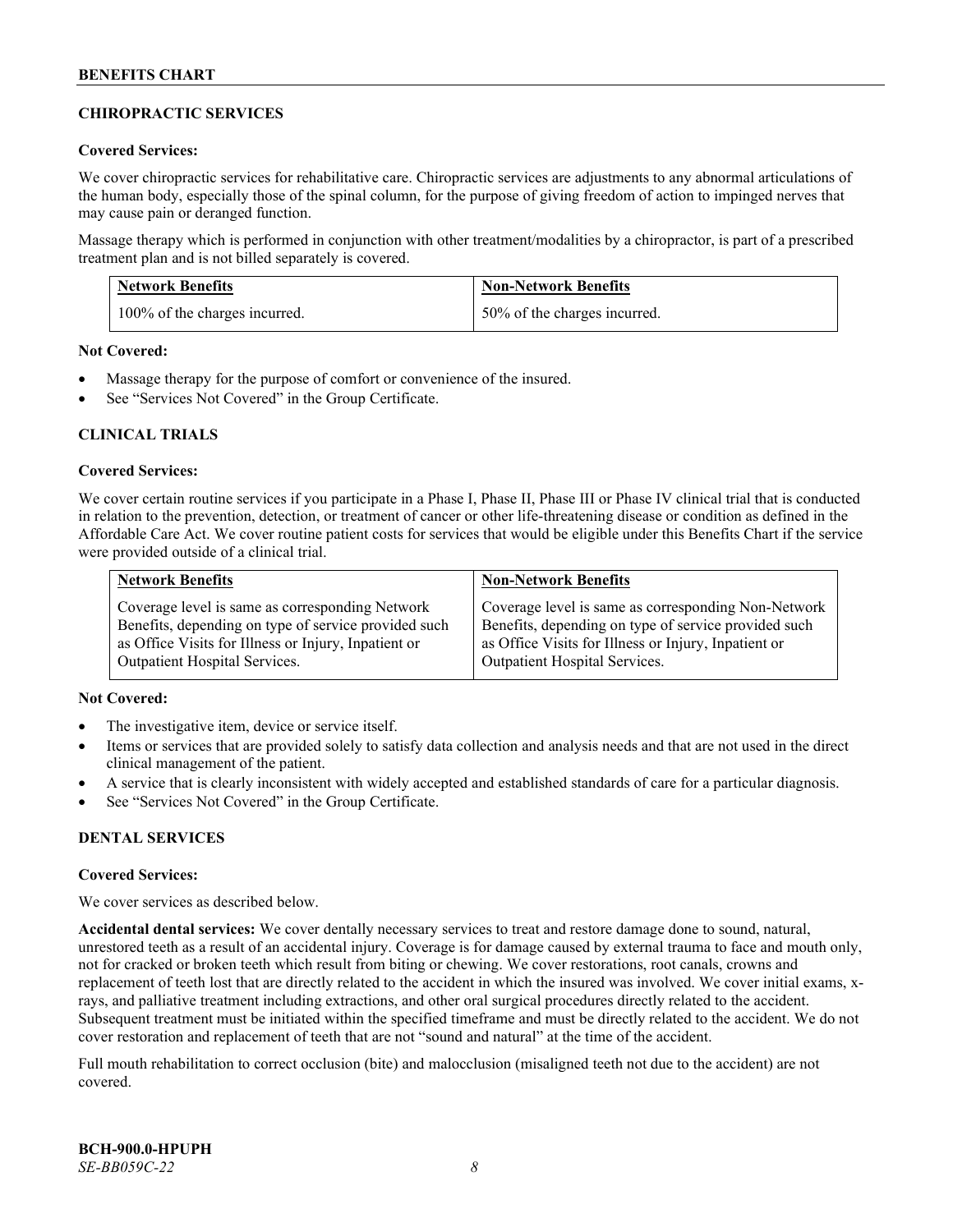## CHIROPRACTIC SERVICES

**Covered Services:**

We cover chiropractic services for rehabilitative care. Chiropractic services are adjustments to any abnormal articulations of the human body, especially those of the spinal column, for the purpose of giving freedom of action to impinged nerves that may cause pain or deranged function.

Massage therapy which is performed in conjunction with other treatment/modalities by a chiropractor, is part of a prescribed treatment plan and is not billed separately is covered.

| Network Benefits | Non-Network Benefits |
|---|---|
| 100% of the charges incurred. | 50% of the charges incurred. |

**Not Covered:**

- Massage therapy for the purpose of comfort or convenience of the insured.
- See "Services Not Covered" in the Group Certificate.

## CLINICAL TRIALS

**Covered Services:**

We cover certain routine services if you participate in a Phase I, Phase II, Phase III or Phase IV clinical trial that is conducted in relation to the prevention, detection, or treatment of cancer or other life-threatening disease or condition as defined in the Affordable Care Act. We cover routine patient costs for services that would be eligible under this Benefits Chart if the service were provided outside of a clinical trial.

| Network Benefits | Non-Network Benefits |
|---|---|
| Coverage level is same as corresponding Network Benefits, depending on type of service provided such as Office Visits for Illness or Injury, Inpatient or Outpatient Hospital Services. | Coverage level is same as corresponding Non-Network Benefits, depending on type of service provided such as Office Visits for Illness or Injury, Inpatient or Outpatient Hospital Services. |

**Not Covered:**

- The investigative item, device or service itself.
- Items or services that are provided solely to satisfy data collection and analysis needs and that are not used in the direct clinical management of the patient.
- A service that is clearly inconsistent with widely accepted and established standards of care for a particular diagnosis.
- See "Services Not Covered" in the Group Certificate.

## DENTAL SERVICES

**Covered Services:**

We cover services as described below.

**Accidental dental services:** We cover dentally necessary services to treat and restore damage done to sound, natural, unrestored teeth as a result of an accidental injury. Coverage is for damage caused by external trauma to face and mouth only, not for cracked or broken teeth which result from biting or chewing. We cover restorations, root canals, crowns and replacement of teeth lost that are directly related to the accident in which the insured was involved. We cover initial exams, x-rays, and palliative treatment including extractions, and other oral surgical procedures directly related to the accident. Subsequent treatment must be initiated within the specified timeframe and must be directly related to the accident. We do not cover restoration and replacement of teeth that are not "sound and natural" at the time of the accident.

Full mouth rehabilitation to correct occlusion (bite) and malocclusion (misaligned teeth not due to the accident) are not covered.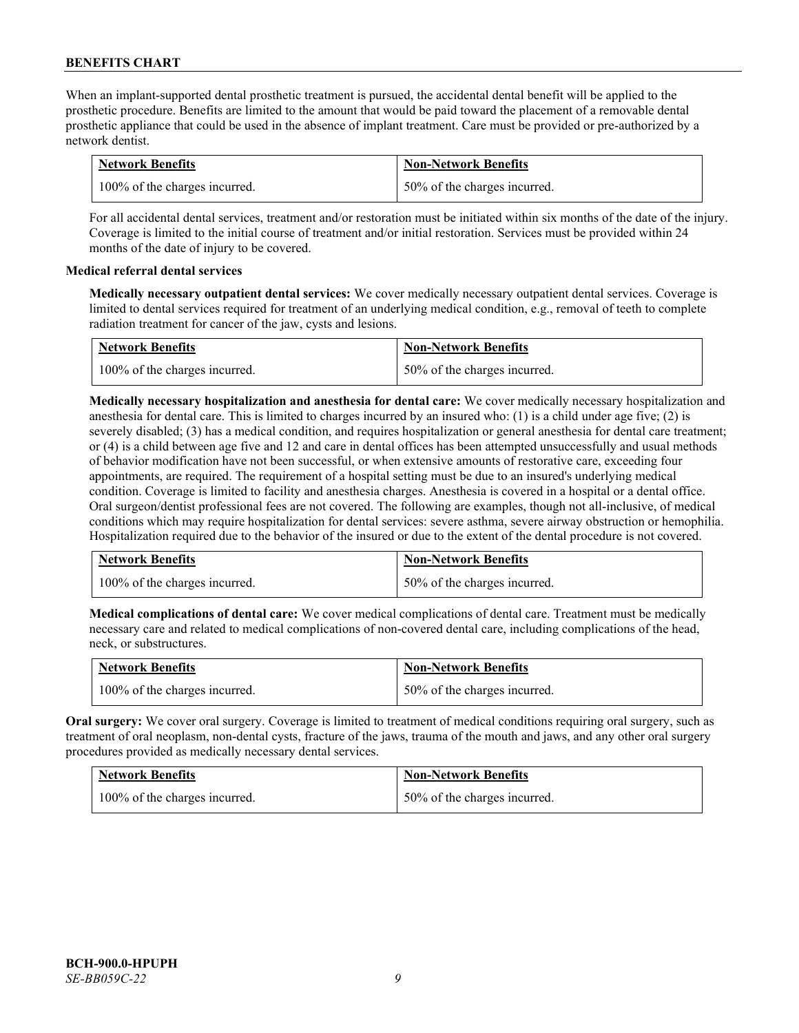When an implant-supported dental prosthetic treatment is pursued, the accidental dental benefit will be applied to the prosthetic procedure. Benefits are limited to the amount that would be paid toward the placement of a removable dental prosthetic appliance that could be used in the absence of implant treatment. Care must be provided or pre-authorized by a network dentist.

| Network Benefits | Non-Network Benefits |
|---|---|
| 100% of the charges incurred. | 50% of the charges incurred. |

For all accidental dental services, treatment and/or restoration must be initiated within six months of the date of the injury. Coverage is limited to the initial course of treatment and/or initial restoration. Services must be provided within 24 months of the date of injury to be covered.

**Medical referral dental services**

**Medically necessary outpatient dental services:** We cover medically necessary outpatient dental services. Coverage is limited to dental services required for treatment of an underlying medical condition, e.g., removal of teeth to complete radiation treatment for cancer of the jaw, cysts and lesions.

| Network Benefits | Non-Network Benefits |
|---|---|
| 100% of the charges incurred. | 50% of the charges incurred. |

**Medically necessary hospitalization and anesthesia for dental care:** We cover medically necessary hospitalization and anesthesia for dental care. This is limited to charges incurred by an insured who: (1) is a child under age five; (2) is severely disabled; (3) has a medical condition, and requires hospitalization or general anesthesia for dental care treatment; or (4) is a child between age five and 12 and care in dental offices has been attempted unsuccessfully and usual methods of behavior modification have not been successful, or when extensive amounts of restorative care, exceeding four appointments, are required. The requirement of a hospital setting must be due to an insured's underlying medical condition. Coverage is limited to facility and anesthesia charges. Anesthesia is covered in a hospital or a dental office. Oral surgeon/dentist professional fees are not covered. The following are examples, though not all-inclusive, of medical conditions which may require hospitalization for dental services: severe asthma, severe airway obstruction or hemophilia. Hospitalization required due to the behavior of the insured or due to the extent of the dental procedure is not covered.

| Network Benefits | Non-Network Benefits |
|---|---|
| 100% of the charges incurred. | 50% of the charges incurred. |

**Medical complications of dental care:** We cover medical complications of dental care. Treatment must be medically necessary care and related to medical complications of non-covered dental care, including complications of the head, neck, or substructures.

| Network Benefits | Non-Network Benefits |
|---|---|
| 100% of the charges incurred. | 50% of the charges incurred. |

**Oral surgery:** We cover oral surgery. Coverage is limited to treatment of medical conditions requiring oral surgery, such as treatment of oral neoplasm, non-dental cysts, fracture of the jaws, trauma of the mouth and jaws, and any other oral surgery procedures provided as medically necessary dental services.

| Network Benefits | Non-Network Benefits |
|---|---|
| 100% of the charges incurred. | 50% of the charges incurred. |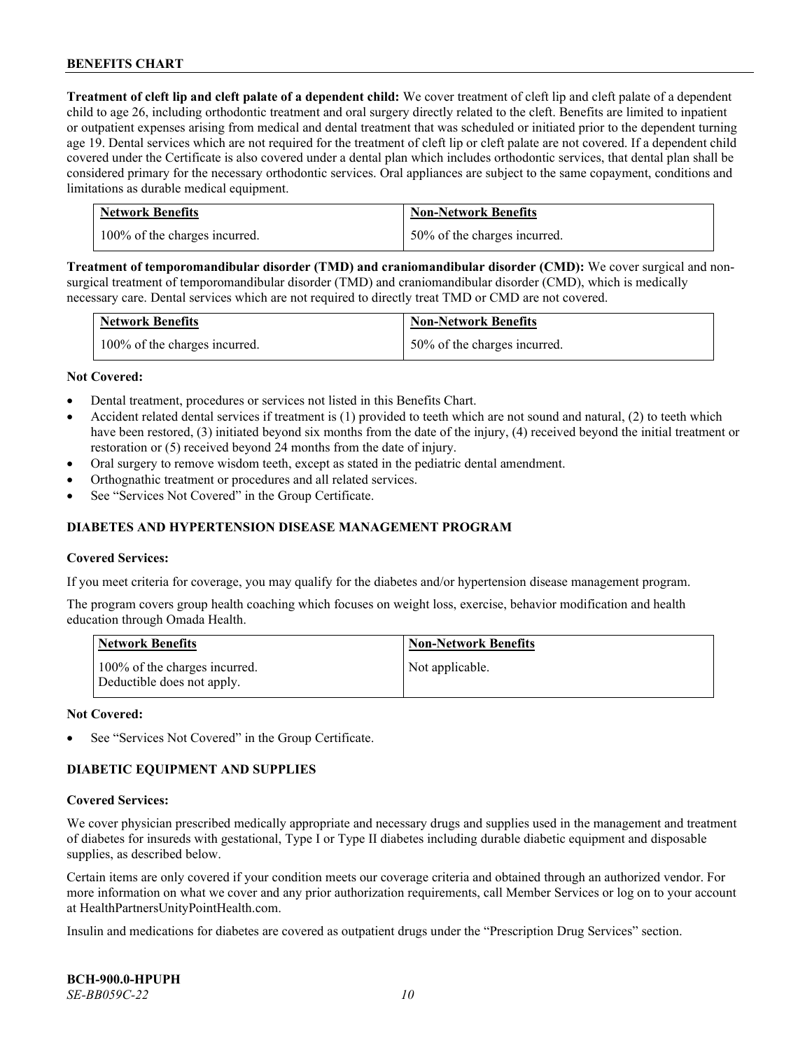**Treatment of cleft lip and cleft palate of a dependent child:** We cover treatment of cleft lip and cleft palate of a dependent child to age 26, including orthodontic treatment and oral surgery directly related to the cleft. Benefits are limited to inpatient or outpatient expenses arising from medical and dental treatment that was scheduled or initiated prior to the dependent turning age 19. Dental services which are not required for the treatment of cleft lip or cleft palate are not covered. If a dependent child covered under the Certificate is also covered under a dental plan which includes orthodontic services, that dental plan shall be considered primary for the necessary orthodontic services. Oral appliances are subject to the same copayment, conditions and limitations as durable medical equipment.

| Network Benefits | Non-Network Benefits |
|---|---|
| 100% of the charges incurred. | 50% of the charges incurred. |

**Treatment of temporomandibular disorder (TMD) and craniomandibular disorder (CMD):** We cover surgical and non-surgical treatment of temporomandibular disorder (TMD) and craniomandibular disorder (CMD), which is medically necessary care. Dental services which are not required to directly treat TMD or CMD are not covered.

| Network Benefits | Non-Network Benefits |
|---|---|
| 100% of the charges incurred. | 50% of the charges incurred. |

**Not Covered:**

- Dental treatment, procedures or services not listed in this Benefits Chart.
- Accident related dental services if treatment is (1) provided to teeth which are not sound and natural, (2) to teeth which have been restored, (3) initiated beyond six months from the date of the injury, (4) received beyond the initial treatment or restoration or (5) received beyond 24 months from the date of injury.
- Oral surgery to remove wisdom teeth, except as stated in the pediatric dental amendment.
- Orthognathic treatment or procedures and all related services.
- See "Services Not Covered" in the Group Certificate.

## DIABETES AND HYPERTENSION DISEASE MANAGEMENT PROGRAM

**Covered Services:**

If you meet criteria for coverage, you may qualify for the diabetes and/or hypertension disease management program.

The program covers group health coaching which focuses on weight loss, exercise, behavior modification and health education through Omada Health.

| Network Benefits | Non-Network Benefits |
|---|---|
| 100% of the charges incurred. Deductible does not apply. | Not applicable. |

**Not Covered:**

- See "Services Not Covered" in the Group Certificate.

## DIABETIC EQUIPMENT AND SUPPLIES

**Covered Services:**

We cover physician prescribed medically appropriate and necessary drugs and supplies used in the management and treatment of diabetes for insureds with gestational, Type I or Type II diabetes including durable diabetic equipment and disposable supplies, as described below.

Certain items are only covered if your condition meets our coverage criteria and obtained through an authorized vendor. For more information on what we cover and any prior authorization requirements, call Member Services or log on to your account at HealthPartnersUnityPointHealth.com.

Insulin and medications for diabetes are covered as outpatient drugs under the "Prescription Drug Services" section.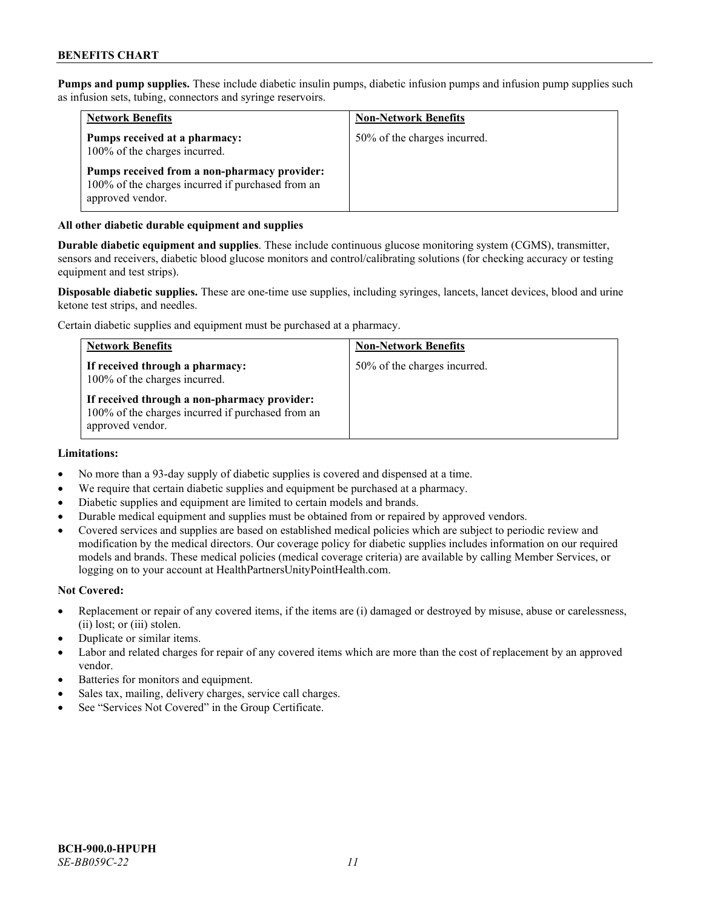**Pumps and pump supplies.** These include diabetic insulin pumps, diabetic infusion pumps and infusion pump supplies such as infusion sets, tubing, connectors and syringe reservoirs.

| Network Benefits | Non-Network Benefits |
|---|---|
| **Pumps received at a pharmacy:** 100% of the charges incurred.<br><br>**Pumps received from a non-pharmacy provider:** 100% of the charges incurred if purchased from an approved vendor. | 50% of the charges incurred. |

**All other diabetic durable equipment and supplies**

**Durable diabetic equipment and supplies**. These include continuous glucose monitoring system (CGMS), transmitter, sensors and receivers, diabetic blood glucose monitors and control/calibrating solutions (for checking accuracy or testing equipment and test strips).

**Disposable diabetic supplies.** These are one-time use supplies, including syringes, lancets, lancet devices, blood and urine ketone test strips, and needles.

Certain diabetic supplies and equipment must be purchased at a pharmacy.

| Network Benefits | Non-Network Benefits |
|---|---|
| **If received through a pharmacy:** 100% of the charges incurred.<br><br>**If received through a non-pharmacy provider:** 100% of the charges incurred if purchased from an approved vendor. | 50% of the charges incurred. |

**Limitations:**

- No more than a 93-day supply of diabetic supplies is covered and dispensed at a time.
- We require that certain diabetic supplies and equipment be purchased at a pharmacy.
- Diabetic supplies and equipment are limited to certain models and brands.
- Durable medical equipment and supplies must be obtained from or repaired by approved vendors.
- Covered services and supplies are based on established medical policies which are subject to periodic review and modification by the medical directors. Our coverage policy for diabetic supplies includes information on our required models and brands. These medical policies (medical coverage criteria) are available by calling Member Services, or logging on to your account at HealthPartnersUnityPointHealth.com.

**Not Covered:**

- Replacement or repair of any covered items, if the items are (i) damaged or destroyed by misuse, abuse or carelessness, (ii) lost; or (iii) stolen.
- Duplicate or similar items.
- Labor and related charges for repair of any covered items which are more than the cost of replacement by an approved vendor.
- Batteries for monitors and equipment.
- Sales tax, mailing, delivery charges, service call charges.
- See "Services Not Covered" in the Group Certificate.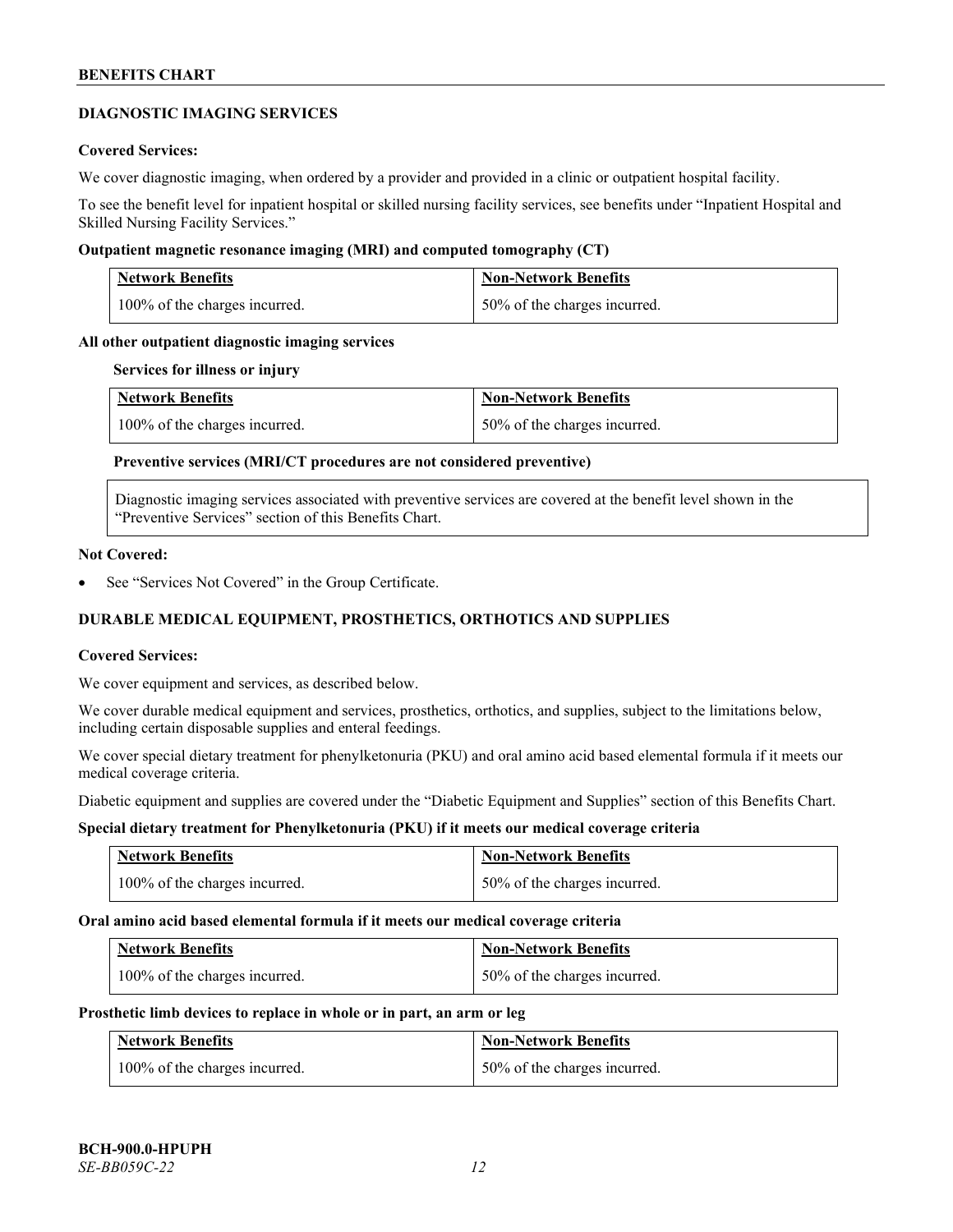## DIAGNOSTIC IMAGING SERVICES

**Covered Services:**

We cover diagnostic imaging, when ordered by a provider and provided in a clinic or outpatient hospital facility.

To see the benefit level for inpatient hospital or skilled nursing facility services, see benefits under "Inpatient Hospital and Skilled Nursing Facility Services."

**Outpatient magnetic resonance imaging (MRI) and computed tomography (CT)**

| Network Benefits | Non-Network Benefits |
|---|---|
| 100% of the charges incurred. | 50% of the charges incurred. |

**All other outpatient diagnostic imaging services**

**Services for illness or injury**

| Network Benefits | Non-Network Benefits |
|---|---|
| 100% of the charges incurred. | 50% of the charges incurred. |

**Preventive services (MRI/CT procedures are not considered preventive)**

| Diagnostic imaging services associated with preventive services are covered at the benefit level shown in the "Preventive Services" section of this Benefits Chart. |
|---|

**Not Covered:**

- See "Services Not Covered" in the Group Certificate.

## DURABLE MEDICAL EQUIPMENT, PROSTHETICS, ORTHOTICS AND SUPPLIES

**Covered Services:**

We cover equipment and services, as described below.

We cover durable medical equipment and services, prosthetics, orthotics, and supplies, subject to the limitations below, including certain disposable supplies and enteral feedings.

We cover special dietary treatment for phenylketonuria (PKU) and oral amino acid based elemental formula if it meets our medical coverage criteria.

Diabetic equipment and supplies are covered under the "Diabetic Equipment and Supplies" section of this Benefits Chart.

**Special dietary treatment for Phenylketonuria (PKU) if it meets our medical coverage criteria**

| Network Benefits | Non-Network Benefits |
|---|---|
| 100% of the charges incurred. | 50% of the charges incurred. |

**Oral amino acid based elemental formula if it meets our medical coverage criteria**

| Network Benefits | Non-Network Benefits |
|---|---|
| 100% of the charges incurred. | 50% of the charges incurred. |

**Prosthetic limb devices to replace in whole or in part, an arm or leg**

| Network Benefits | Non-Network Benefits |
|---|---|
| 100% of the charges incurred. | 50% of the charges incurred. |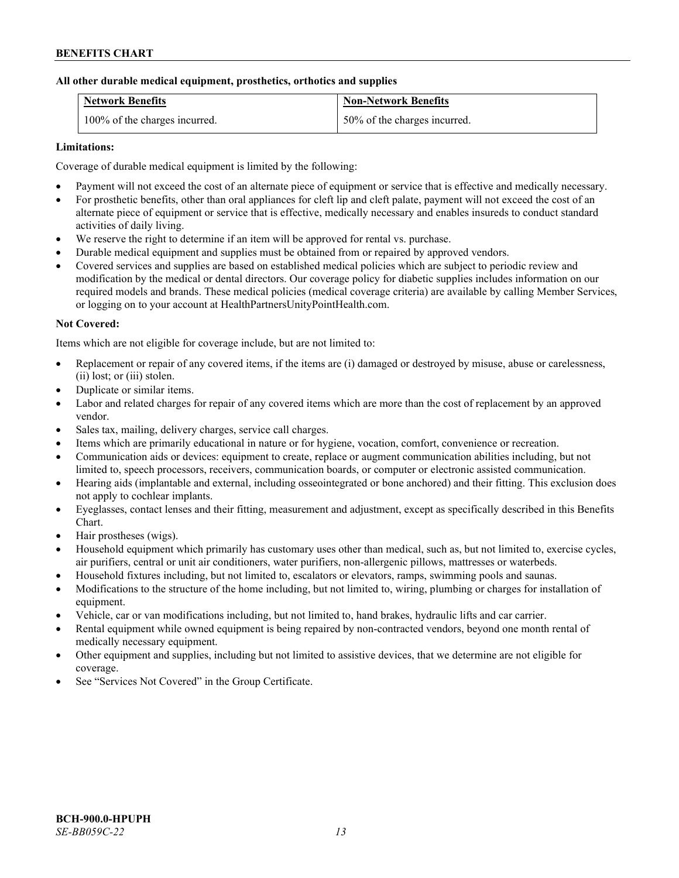**All other durable medical equipment, prosthetics, orthotics and supplies**

| Network Benefits | Non-Network Benefits |
|---|---|
| 100% of the charges incurred. | 50% of the charges incurred. |

**Limitations:**

Coverage of durable medical equipment is limited by the following:

- Payment will not exceed the cost of an alternate piece of equipment or service that is effective and medically necessary.
- For prosthetic benefits, other than oral appliances for cleft lip and cleft palate, payment will not exceed the cost of an alternate piece of equipment or service that is effective, medically necessary and enables insureds to conduct standard activities of daily living.
- We reserve the right to determine if an item will be approved for rental vs. purchase.
- Durable medical equipment and supplies must be obtained from or repaired by approved vendors.
- Covered services and supplies are based on established medical policies which are subject to periodic review and modification by the medical or dental directors. Our coverage policy for diabetic supplies includes information on our required models and brands. These medical policies (medical coverage criteria) are available by calling Member Services, or logging on to your account at HealthPartnersUnityPointHealth.com.

**Not Covered:**

Items which are not eligible for coverage include, but are not limited to:

- Replacement or repair of any covered items, if the items are (i) damaged or destroyed by misuse, abuse or carelessness, (ii) lost; or (iii) stolen.
- Duplicate or similar items.
- Labor and related charges for repair of any covered items which are more than the cost of replacement by an approved vendor.
- Sales tax, mailing, delivery charges, service call charges.
- Items which are primarily educational in nature or for hygiene, vocation, comfort, convenience or recreation.
- Communication aids or devices: equipment to create, replace or augment communication abilities including, but not limited to, speech processors, receivers, communication boards, or computer or electronic assisted communication.
- Hearing aids (implantable and external, including osseointegrated or bone anchored) and their fitting. This exclusion does not apply to cochlear implants.
- Eyeglasses, contact lenses and their fitting, measurement and adjustment, except as specifically described in this Benefits Chart.
- Hair prostheses (wigs).
- Household equipment which primarily has customary uses other than medical, such as, but not limited to, exercise cycles, air purifiers, central or unit air conditioners, water purifiers, non-allergenic pillows, mattresses or waterbeds.
- Household fixtures including, but not limited to, escalators or elevators, ramps, swimming pools and saunas.
- Modifications to the structure of the home including, but not limited to, wiring, plumbing or charges for installation of equipment.
- Vehicle, car or van modifications including, but not limited to, hand brakes, hydraulic lifts and car carrier.
- Rental equipment while owned equipment is being repaired by non-contracted vendors, beyond one month rental of medically necessary equipment.
- Other equipment and supplies, including but not limited to assistive devices, that we determine are not eligible for coverage.
- See "Services Not Covered" in the Group Certificate.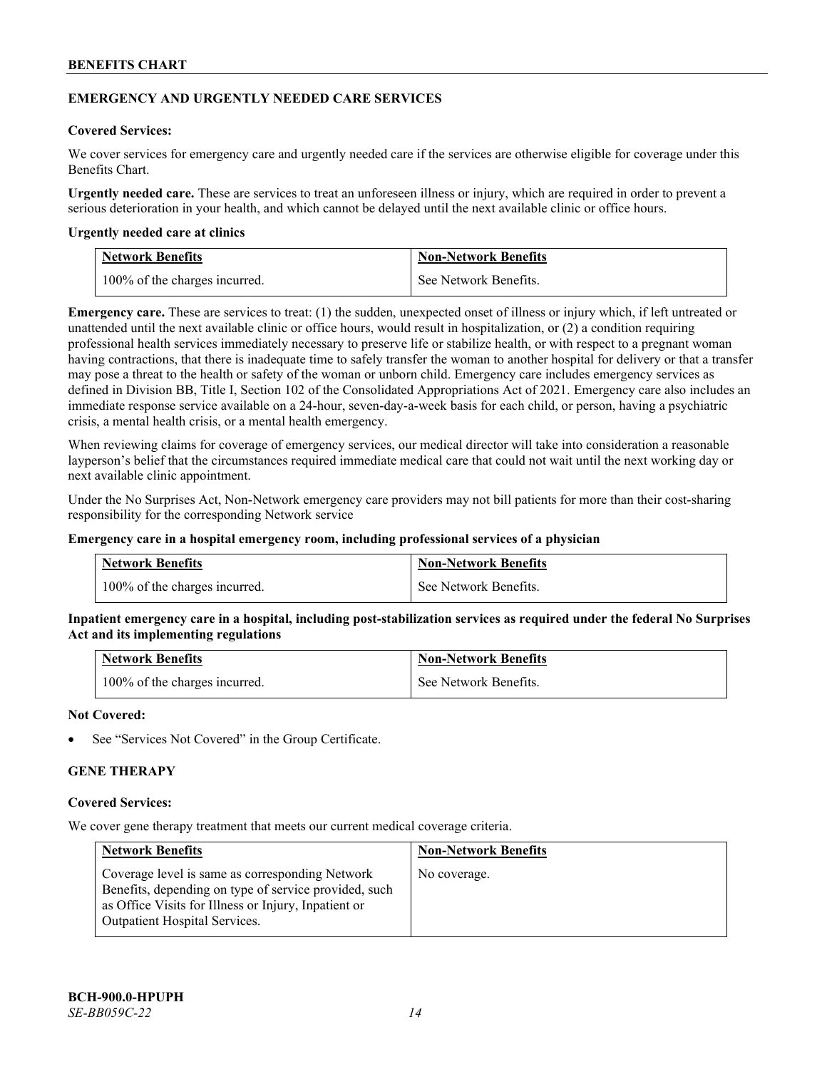## EMERGENCY AND URGENTLY NEEDED CARE SERVICES

**Covered Services:**

We cover services for emergency care and urgently needed care if the services are otherwise eligible for coverage under this Benefits Chart.

**Urgently needed care.** These are services to treat an unforeseen illness or injury, which are required in order to prevent a serious deterioration in your health, and which cannot be delayed until the next available clinic or office hours.

**Urgently needed care at clinics**

| Network Benefits | Non-Network Benefits |
| --- | --- |
| 100% of the charges incurred. | See Network Benefits. |

**Emergency care.** These are services to treat: (1) the sudden, unexpected onset of illness or injury which, if left untreated or unattended until the next available clinic or office hours, would result in hospitalization, or (2) a condition requiring professional health services immediately necessary to preserve life or stabilize health, or with respect to a pregnant woman having contractions, that there is inadequate time to safely transfer the woman to another hospital for delivery or that a transfer may pose a threat to the health or safety of the woman or unborn child. Emergency care includes emergency services as defined in Division BB, Title I, Section 102 of the Consolidated Appropriations Act of 2021. Emergency care also includes an immediate response service available on a 24-hour, seven-day-a-week basis for each child, or person, having a psychiatric crisis, a mental health crisis, or a mental health emergency.

When reviewing claims for coverage of emergency services, our medical director will take into consideration a reasonable layperson's belief that the circumstances required immediate medical care that could not wait until the next working day or next available clinic appointment.

Under the No Surprises Act, Non-Network emergency care providers may not bill patients for more than their cost-sharing responsibility for the corresponding Network service

**Emergency care in a hospital emergency room, including professional services of a physician**

| Network Benefits | Non-Network Benefits |
| --- | --- |
| 100% of the charges incurred. | See Network Benefits. |

**Inpatient emergency care in a hospital, including post-stabilization services as required under the federal No Surprises Act and its implementing regulations**

| Network Benefits | Non-Network Benefits |
| --- | --- |
| 100% of the charges incurred. | See Network Benefits. |

**Not Covered:**

- See "Services Not Covered" in the Group Certificate.

## GENE THERAPY

**Covered Services:**

We cover gene therapy treatment that meets our current medical coverage criteria.

| Network Benefits | Non-Network Benefits |
| --- | --- |
| Coverage level is same as corresponding Network Benefits, depending on type of service provided, such as Office Visits for Illness or Injury, Inpatient or Outpatient Hospital Services. | No coverage. |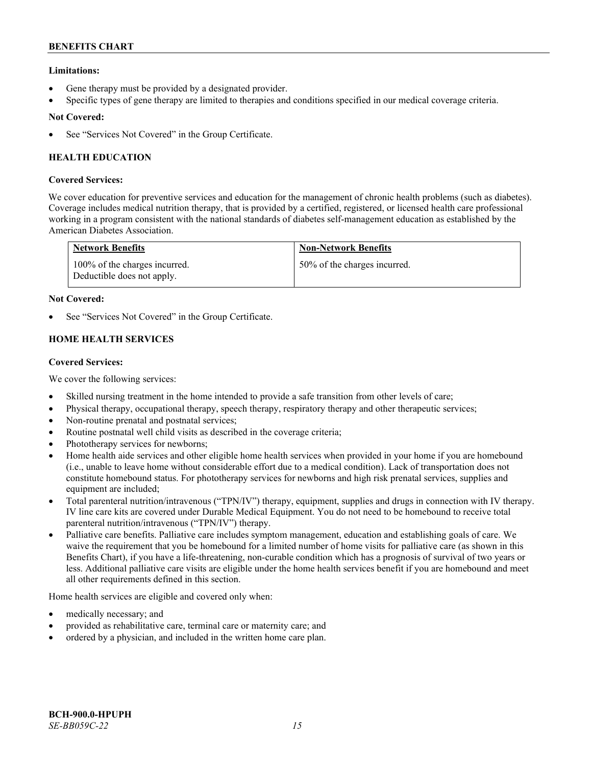**Limitations:**

- Gene therapy must be provided by a designated provider.
- Specific types of gene therapy are limited to therapies and conditions specified in our medical coverage criteria.

**Not Covered:**

- See "Services Not Covered" in the Group Certificate.

### HEALTH EDUCATION

**Covered Services:**

We cover education for preventive services and education for the management of chronic health problems (such as diabetes). Coverage includes medical nutrition therapy, that is provided by a certified, registered, or licensed health care professional working in a program consistent with the national standards of diabetes self-management education as established by the American Diabetes Association.

| Network Benefits | Non-Network Benefits |
|---|---|
| 100% of the charges incurred. Deductible does not apply. | 50% of the charges incurred. |

**Not Covered:**

- See "Services Not Covered" in the Group Certificate.

### HOME HEALTH SERVICES

**Covered Services:**

We cover the following services:

- Skilled nursing treatment in the home intended to provide a safe transition from other levels of care;
- Physical therapy, occupational therapy, speech therapy, respiratory therapy and other therapeutic services;
- Non-routine prenatal and postnatal services;
- Routine postnatal well child visits as described in the coverage criteria;
- Phototherapy services for newborns;
- Home health aide services and other eligible home health services when provided in your home if you are homebound (i.e., unable to leave home without considerable effort due to a medical condition). Lack of transportation does not constitute homebound status. For phototherapy services for newborns and high risk prenatal services, supplies and equipment are included;
- Total parenteral nutrition/intravenous ("TPN/IV") therapy, equipment, supplies and drugs in connection with IV therapy. IV line care kits are covered under Durable Medical Equipment. You do not need to be homebound to receive total parenteral nutrition/intravenous ("TPN/IV") therapy.
- Palliative care benefits. Palliative care includes symptom management, education and establishing goals of care. We waive the requirement that you be homebound for a limited number of home visits for palliative care (as shown in this Benefits Chart), if you have a life-threatening, non-curable condition which has a prognosis of survival of two years or less. Additional palliative care visits are eligible under the home health services benefit if you are homebound and meet all other requirements defined in this section.

Home health services are eligible and covered only when:

- medically necessary; and
- provided as rehabilitative care, terminal care or maternity care; and
- ordered by a physician, and included in the written home care plan.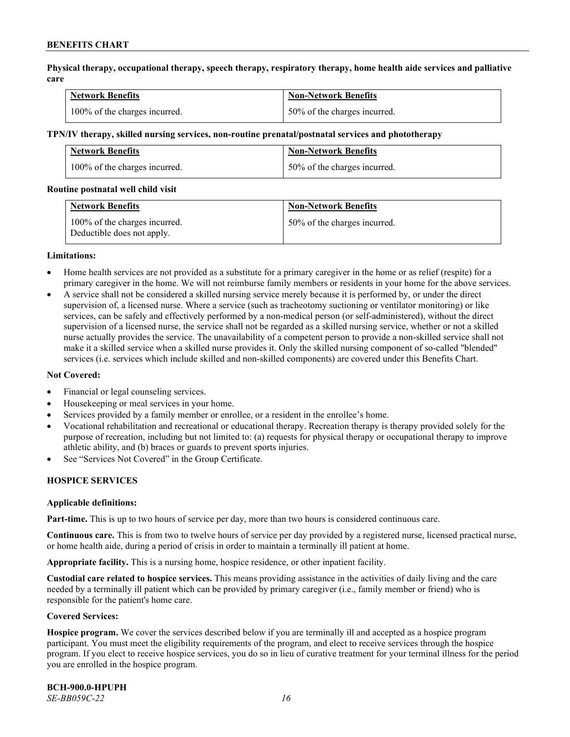**Physical therapy, occupational therapy, speech therapy, respiratory therapy, home health aide services and palliative care**

| Network Benefits | Non-Network Benefits |
|---|---|
| 100% of the charges incurred. | 50% of the charges incurred. |

**TPN/IV therapy, skilled nursing services, non-routine prenatal/postnatal services and phototherapy**

| Network Benefits | Non-Network Benefits |
|---|---|
| 100% of the charges incurred. | 50% of the charges incurred. |

**Routine postnatal well child visit**

| Network Benefits | Non-Network Benefits |
|---|---|
| 100% of the charges incurred. Deductible does not apply. | 50% of the charges incurred. |

**Limitations:**

- Home health services are not provided as a substitute for a primary caregiver in the home or as relief (respite) for a primary caregiver in the home. We will not reimburse family members or residents in your home for the above services.
- A service shall not be considered a skilled nursing service merely because it is performed by, or under the direct supervision of, a licensed nurse. Where a service (such as tracheotomy suctioning or ventilator monitoring) or like services, can be safely and effectively performed by a non-medical person (or self-administered), without the direct supervision of a licensed nurse, the service shall not be regarded as a skilled nursing service, whether or not a skilled nurse actually provides the service. The unavailability of a competent person to provide a non-skilled service shall not make it a skilled service when a skilled nurse provides it. Only the skilled nursing component of so-called "blended" services (i.e. services which include skilled and non-skilled components) are covered under this Benefits Chart.

**Not Covered:**

- Financial or legal counseling services.
- Housekeeping or meal services in your home.
- Services provided by a family member or enrollee, or a resident in the enrollee's home.
- Vocational rehabilitation and recreational or educational therapy. Recreation therapy is therapy provided solely for the purpose of recreation, including but not limited to: (a) requests for physical therapy or occupational therapy to improve athletic ability, and (b) braces or guards to prevent sports injuries.
- See "Services Not Covered" in the Group Certificate.

## HOSPICE SERVICES

**Applicable definitions:**

**Part-time.** This is up to two hours of service per day, more than two hours is considered continuous care.

**Continuous care.** This is from two to twelve hours of service per day provided by a registered nurse, licensed practical nurse, or home health aide, during a period of crisis in order to maintain a terminally ill patient at home.

**Appropriate facility.** This is a nursing home, hospice residence, or other inpatient facility.

**Custodial care related to hospice services.** This means providing assistance in the activities of daily living and the care needed by a terminally ill patient which can be provided by primary caregiver (i.e., family member or friend) who is responsible for the patient's home care.

**Covered Services:**

**Hospice program.** We cover the services described below if you are terminally ill and accepted as a hospice program participant. You must meet the eligibility requirements of the program, and elect to receive services through the hospice program. If you elect to receive hospice services, you do so in lieu of curative treatment for your terminal illness for the period you are enrolled in the hospice program.

**BCH-900.0-HPUPH**
*SE-BB059C-22*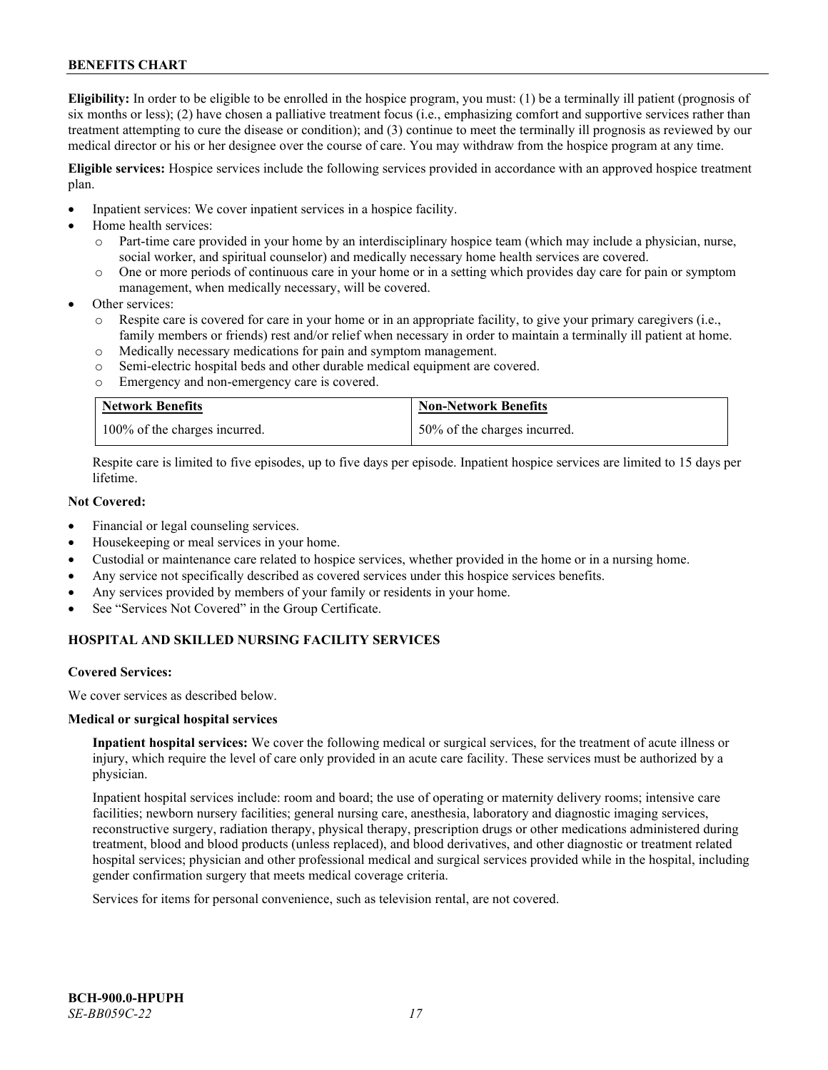**Eligibility:** In order to be eligible to be enrolled in the hospice program, you must: (1) be a terminally ill patient (prognosis of six months or less); (2) have chosen a palliative treatment focus (i.e., emphasizing comfort and supportive services rather than treatment attempting to cure the disease or condition); and (3) continue to meet the terminally ill prognosis as reviewed by our medical director or his or her designee over the course of care. You may withdraw from the hospice program at any time.

**Eligible services:** Hospice services include the following services provided in accordance with an approved hospice treatment plan.

- Inpatient services: We cover inpatient services in a hospice facility.
- Home health services:
  - Part-time care provided in your home by an interdisciplinary hospice team (which may include a physician, nurse, social worker, and spiritual counselor) and medically necessary home health services are covered.
  - One or more periods of continuous care in your home or in a setting which provides day care for pain or symptom management, when medically necessary, will be covered.
- Other services:
  - Respite care is covered for care in your home or in an appropriate facility, to give your primary caregivers (i.e., family members or friends) rest and/or relief when necessary in order to maintain a terminally ill patient at home.
  - Medically necessary medications for pain and symptom management.
  - Semi-electric hospital beds and other durable medical equipment are covered.
  - Emergency and non-emergency care is covered.

| Network Benefits | Non-Network Benefits |
|---|---|
| 100% of the charges incurred. | 50% of the charges incurred. |

Respite care is limited to five episodes, up to five days per episode. Inpatient hospice services are limited to 15 days per lifetime.

**Not Covered:**

- Financial or legal counseling services.
- Housekeeping or meal services in your home.
- Custodial or maintenance care related to hospice services, whether provided in the home or in a nursing home.
- Any service not specifically described as covered services under this hospice services benefits.
- Any services provided by members of your family or residents in your home.
- See "Services Not Covered" in the Group Certificate.

## HOSPITAL AND SKILLED NURSING FACILITY SERVICES

**Covered Services:**

We cover services as described below.

**Medical or surgical hospital services**

**Inpatient hospital services:** We cover the following medical or surgical services, for the treatment of acute illness or injury, which require the level of care only provided in an acute care facility. These services must be authorized by a physician.

Inpatient hospital services include: room and board; the use of operating or maternity delivery rooms; intensive care facilities; newborn nursery facilities; general nursing care, anesthesia, laboratory and diagnostic imaging services, reconstructive surgery, radiation therapy, physical therapy, prescription drugs or other medications administered during treatment, blood and blood products (unless replaced), and blood derivatives, and other diagnostic or treatment related hospital services; physician and other professional medical and surgical services provided while in the hospital, including gender confirmation surgery that meets medical coverage criteria.

Services for items for personal convenience, such as television rental, are not covered.

**BCH-900.0-HPUPH**
*SE-BB059C-22*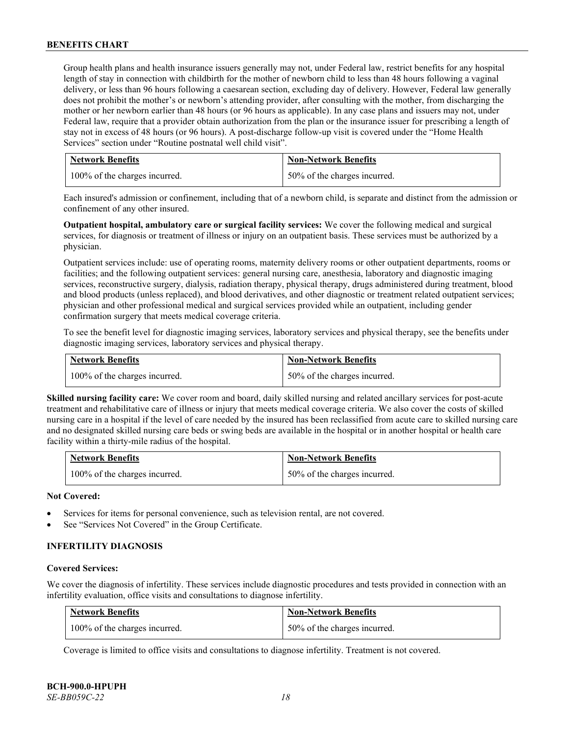Group health plans and health insurance issuers generally may not, under Federal law, restrict benefits for any hospital length of stay in connection with childbirth for the mother of newborn child to less than 48 hours following a vaginal delivery, or less than 96 hours following a caesarean section, excluding day of delivery. However, Federal law generally does not prohibit the mother's or newborn's attending provider, after consulting with the mother, from discharging the mother or her newborn earlier than 48 hours (or 96 hours as applicable). In any case plans and issuers may not, under Federal law, require that a provider obtain authorization from the plan or the insurance issuer for prescribing a length of stay not in excess of 48 hours (or 96 hours). A post-discharge follow-up visit is covered under the "Home Health Services" section under "Routine postnatal well child visit".

| Network Benefits | Non-Network Benefits |
|---|---|
| 100% of the charges incurred. | 50% of the charges incurred. |

Each insured's admission or confinement, including that of a newborn child, is separate and distinct from the admission or confinement of any other insured.

**Outpatient hospital, ambulatory care or surgical facility services:** We cover the following medical and surgical services, for diagnosis or treatment of illness or injury on an outpatient basis. These services must be authorized by a physician.

Outpatient services include: use of operating rooms, maternity delivery rooms or other outpatient departments, rooms or facilities; and the following outpatient services: general nursing care, anesthesia, laboratory and diagnostic imaging services, reconstructive surgery, dialysis, radiation therapy, physical therapy, drugs administered during treatment, blood and blood products (unless replaced), and blood derivatives, and other diagnostic or treatment related outpatient services; physician and other professional medical and surgical services provided while an outpatient, including gender confirmation surgery that meets medical coverage criteria.

To see the benefit level for diagnostic imaging services, laboratory services and physical therapy, see the benefits under diagnostic imaging services, laboratory services and physical therapy.

| Network Benefits | Non-Network Benefits |
|---|---|
| 100% of the charges incurred. | 50% of the charges incurred. |

**Skilled nursing facility care:** We cover room and board, daily skilled nursing and related ancillary services for post-acute treatment and rehabilitative care of illness or injury that meets medical coverage criteria. We also cover the costs of skilled nursing care in a hospital if the level of care needed by the insured has been reclassified from acute care to skilled nursing care and no designated skilled nursing care beds or swing beds are available in the hospital or in another hospital or health care facility within a thirty-mile radius of the hospital.

| Network Benefits | Non-Network Benefits |
|---|---|
| 100% of the charges incurred. | 50% of the charges incurred. |

**Not Covered:**

- Services for items for personal convenience, such as television rental, are not covered.
- See "Services Not Covered" in the Group Certificate.

### INFERTILITY DIAGNOSIS

**Covered Services:**

We cover the diagnosis of infertility. These services include diagnostic procedures and tests provided in connection with an infertility evaluation, office visits and consultations to diagnose infertility.

| Network Benefits | Non-Network Benefits |
|---|---|
| 100% of the charges incurred. | 50% of the charges incurred. |

Coverage is limited to office visits and consultations to diagnose infertility. Treatment is not covered.

**BCH-900.0-HPUPH**
*SE-BB059C-22*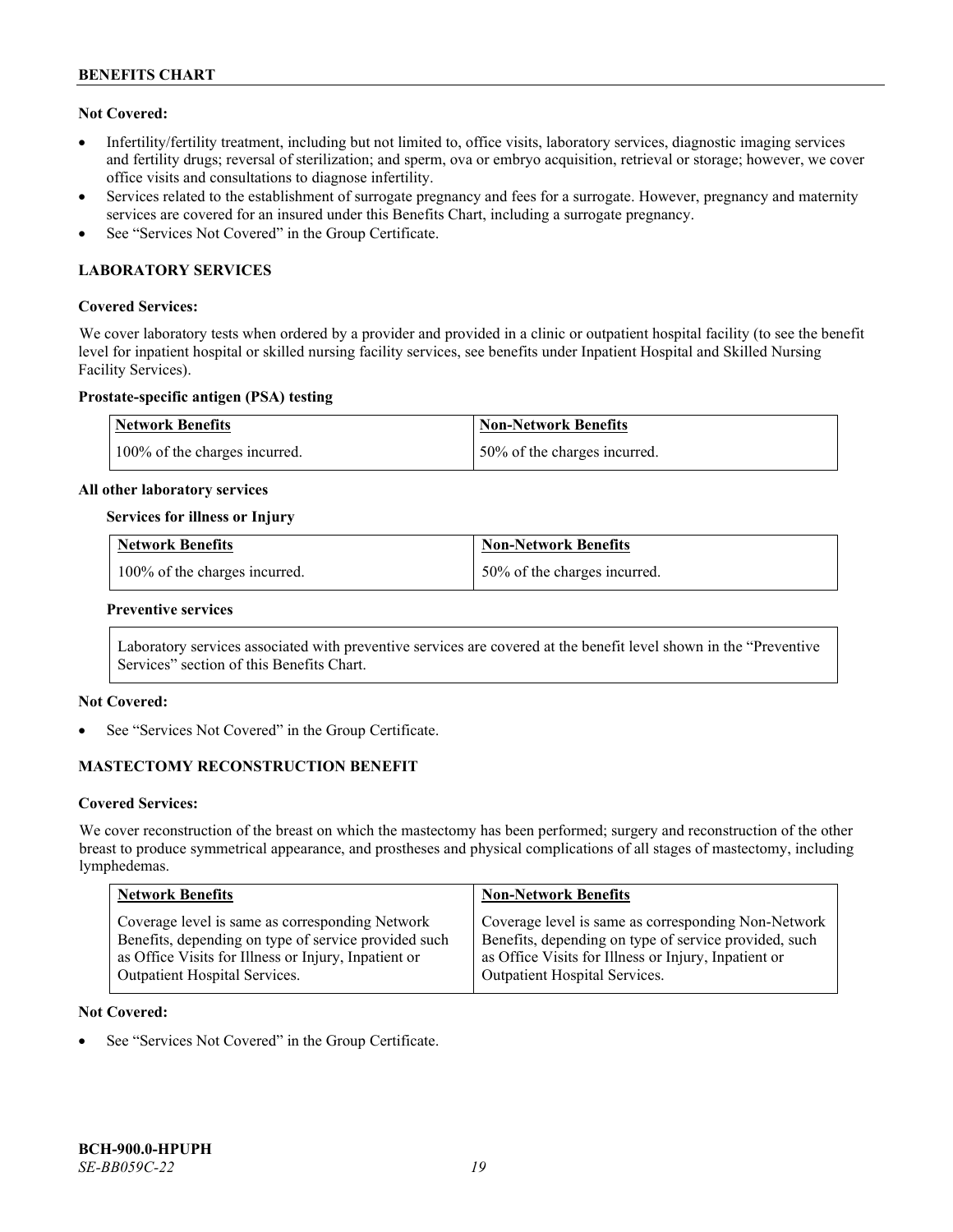**Not Covered:**

- Infertility/fertility treatment, including but not limited to, office visits, laboratory services, diagnostic imaging services and fertility drugs; reversal of sterilization; and sperm, ova or embryo acquisition, retrieval or storage; however, we cover office visits and consultations to diagnose infertility.
- Services related to the establishment of surrogate pregnancy and fees for a surrogate. However, pregnancy and maternity services are covered for an insured under this Benefits Chart, including a surrogate pregnancy.
- See "Services Not Covered" in the Group Certificate.

## LABORATORY SERVICES

**Covered Services:**

We cover laboratory tests when ordered by a provider and provided in a clinic or outpatient hospital facility (to see the benefit level for inpatient hospital or skilled nursing facility services, see benefits under Inpatient Hospital and Skilled Nursing Facility Services).

**Prostate-specific antigen (PSA) testing**

| Network Benefits | Non-Network Benefits |
|---|---|
| 100% of the charges incurred. | 50% of the charges incurred. |

**All other laboratory services**

**Services for illness or Injury**

| Network Benefits | Non-Network Benefits |
|---|---|
| 100% of the charges incurred. | 50% of the charges incurred. |

**Preventive services**

Laboratory services associated with preventive services are covered at the benefit level shown in the "Preventive Services" section of this Benefits Chart.

**Not Covered:**

- See "Services Not Covered" in the Group Certificate.

## MASTECTOMY RECONSTRUCTION BENEFIT

**Covered Services:**

We cover reconstruction of the breast on which the mastectomy has been performed; surgery and reconstruction of the other breast to produce symmetrical appearance, and prostheses and physical complications of all stages of mastectomy, including lymphedemas.

| Network Benefits | Non-Network Benefits |
|---|---|
| Coverage level is same as corresponding Network Benefits, depending on type of service provided such as Office Visits for Illness or Injury, Inpatient or Outpatient Hospital Services. | Coverage level is same as corresponding Non-Network Benefits, depending on type of service provided, such as Office Visits for Illness or Injury, Inpatient or Outpatient Hospital Services. |

**Not Covered:**

- See "Services Not Covered" in the Group Certificate.

**BCH-900.0-HPUPH**
*SE-BB059C-22*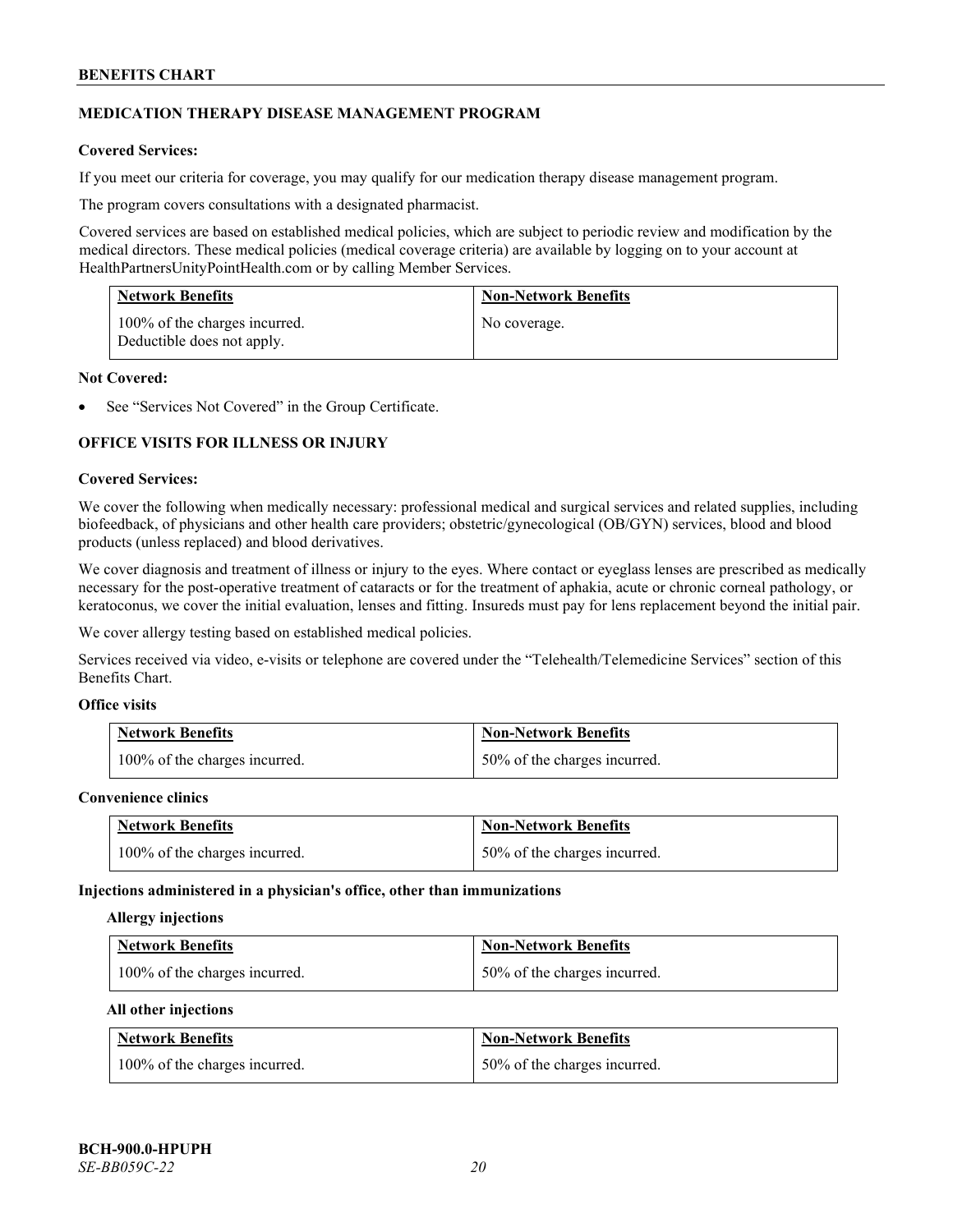## MEDICATION THERAPY DISEASE MANAGEMENT PROGRAM

**Covered Services:**

If you meet our criteria for coverage, you may qualify for our medication therapy disease management program.

The program covers consultations with a designated pharmacist.

Covered services are based on established medical policies, which are subject to periodic review and modification by the medical directors. These medical policies (medical coverage criteria) are available by logging on to your account at HealthPartnersUnityPointHealth.com or by calling Member Services.

| Network Benefits | Non-Network Benefits |
|---|---|
| 100% of the charges incurred. Deductible does not apply. | No coverage. |

**Not Covered:**

- See "Services Not Covered" in the Group Certificate.

## OFFICE VISITS FOR ILLNESS OR INJURY

**Covered Services:**

We cover the following when medically necessary: professional medical and surgical services and related supplies, including biofeedback, of physicians and other health care providers; obstetric/gynecological (OB/GYN) services, blood and blood products (unless replaced) and blood derivatives.

We cover diagnosis and treatment of illness or injury to the eyes. Where contact or eyeglass lenses are prescribed as medically necessary for the post-operative treatment of cataracts or for the treatment of aphakia, acute or chronic corneal pathology, or keratoconus, we cover the initial evaluation, lenses and fitting. Insureds must pay for lens replacement beyond the initial pair.

We cover allergy testing based on established medical policies.

Services received via video, e-visits or telephone are covered under the "Telehealth/Telemedicine Services" section of this Benefits Chart.

**Office visits**

| Network Benefits | Non-Network Benefits |
|---|---|
| 100% of the charges incurred. | 50% of the charges incurred. |

**Convenience clinics**

| Network Benefits | Non-Network Benefits |
|---|---|
| 100% of the charges incurred. | 50% of the charges incurred. |

**Injections administered in a physician's office, other than immunizations**

**Allergy injections**

| Network Benefits | Non-Network Benefits |
|---|---|
| 100% of the charges incurred. | 50% of the charges incurred. |

**All other injections**

| Network Benefits | Non-Network Benefits |
|---|---|
| 100% of the charges incurred. | 50% of the charges incurred. |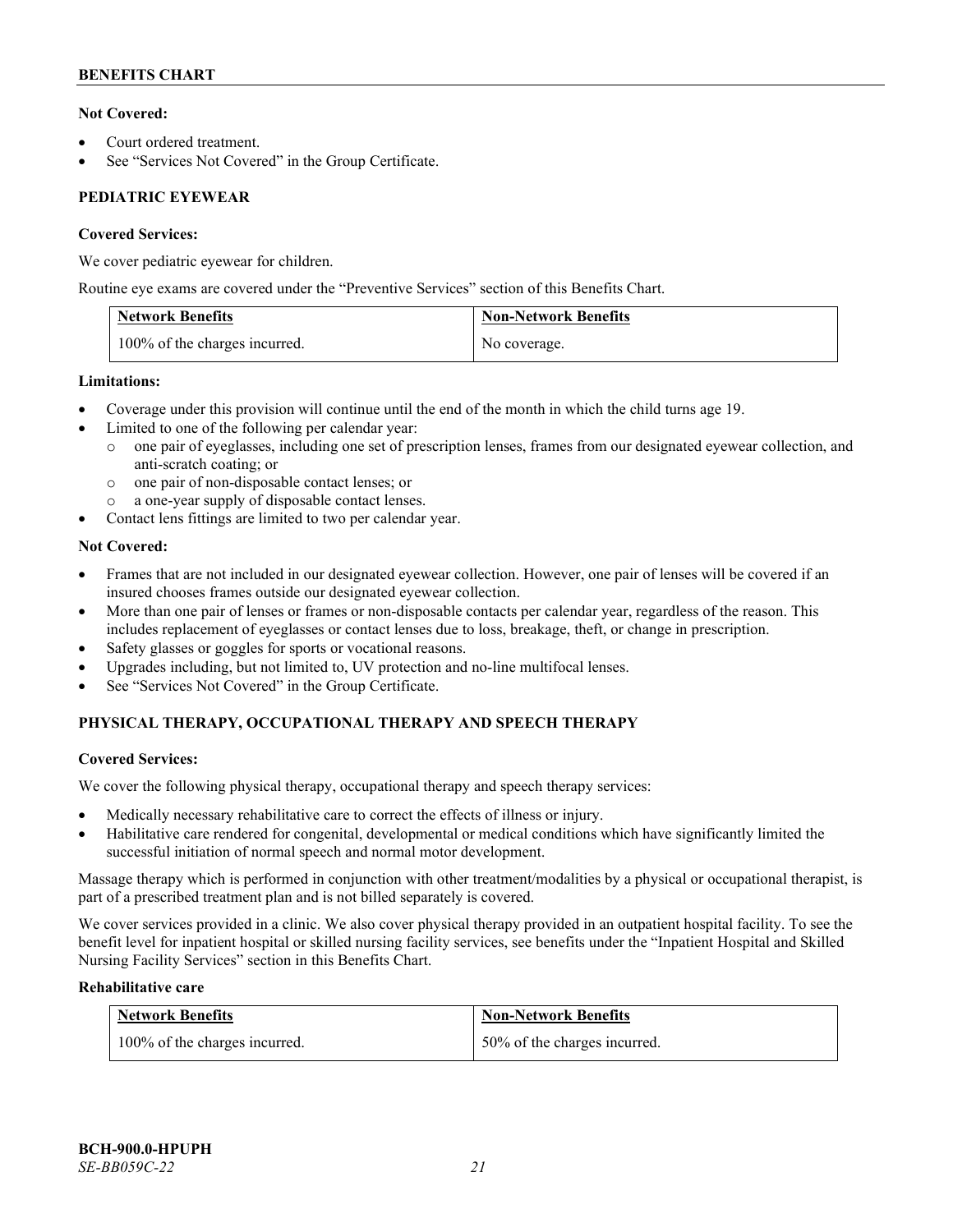**Not Covered:**

- Court ordered treatment.
- See "Services Not Covered" in the Group Certificate.

## PEDIATRIC EYEWEAR

**Covered Services:**

We cover pediatric eyewear for children.

Routine eye exams are covered under the "Preventive Services" section of this Benefits Chart.

| Network Benefits | Non-Network Benefits |
|---|---|
| 100% of the charges incurred. | No coverage. |

**Limitations:**

- Coverage under this provision will continue until the end of the month in which the child turns age 19.
- Limited to one of the following per calendar year:
  - one pair of eyeglasses, including one set of prescription lenses, frames from our designated eyewear collection, and anti-scratch coating; or
  - one pair of non-disposable contact lenses; or
  - a one-year supply of disposable contact lenses.
- Contact lens fittings are limited to two per calendar year.

**Not Covered:**

- Frames that are not included in our designated eyewear collection. However, one pair of lenses will be covered if an insured chooses frames outside our designated eyewear collection.
- More than one pair of lenses or frames or non-disposable contacts per calendar year, regardless of the reason. This includes replacement of eyeglasses or contact lenses due to loss, breakage, theft, or change in prescription.
- Safety glasses or goggles for sports or vocational reasons.
- Upgrades including, but not limited to, UV protection and no-line multifocal lenses.
- See "Services Not Covered" in the Group Certificate.

## PHYSICAL THERAPY, OCCUPATIONAL THERAPY AND SPEECH THERAPY

**Covered Services:**

We cover the following physical therapy, occupational therapy and speech therapy services:

- Medically necessary rehabilitative care to correct the effects of illness or injury.
- Habilitative care rendered for congenital, developmental or medical conditions which have significantly limited the successful initiation of normal speech and normal motor development.

Massage therapy which is performed in conjunction with other treatment/modalities by a physical or occupational therapist, is part of a prescribed treatment plan and is not billed separately is covered.

We cover services provided in a clinic. We also cover physical therapy provided in an outpatient hospital facility. To see the benefit level for inpatient hospital or skilled nursing facility services, see benefits under the "Inpatient Hospital and Skilled Nursing Facility Services" section in this Benefits Chart.

**Rehabilitative care**

| Network Benefits | Non-Network Benefits |
|---|---|
| 100% of the charges incurred. | 50% of the charges incurred. |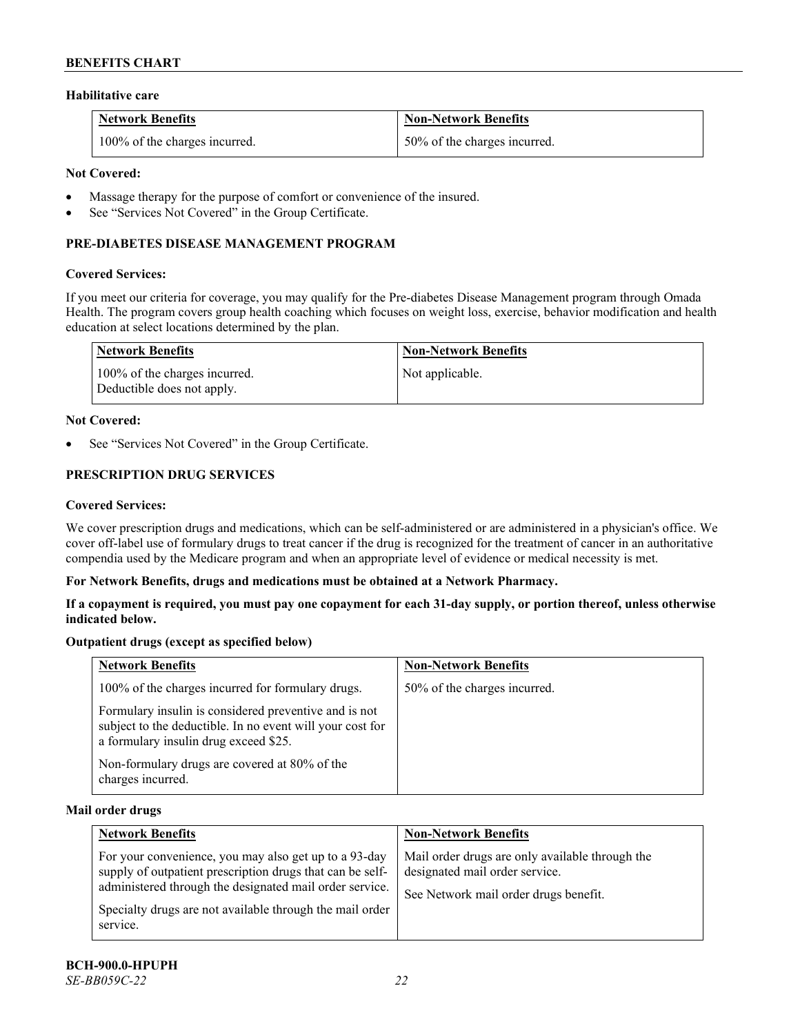**Habilitative care**

| Network Benefits | Non-Network Benefits |
|---|---|
| 100% of the charges incurred. | 50% of the charges incurred. |

**Not Covered:**

- Massage therapy for the purpose of comfort or convenience of the insured.
- See "Services Not Covered" in the Group Certificate.

### PRE-DIABETES DISEASE MANAGEMENT PROGRAM

**Covered Services:**

If you meet our criteria for coverage, you may qualify for the Pre-diabetes Disease Management program through Omada Health. The program covers group health coaching which focuses on weight loss, exercise, behavior modification and health education at select locations determined by the plan.

| Network Benefits | Non-Network Benefits |
|---|---|
| 100% of the charges incurred. Deductible does not apply. | Not applicable. |

**Not Covered:**

- See "Services Not Covered" in the Group Certificate.

### PRESCRIPTION DRUG SERVICES

**Covered Services:**

We cover prescription drugs and medications, which can be self-administered or are administered in a physician's office. We cover off-label use of formulary drugs to treat cancer if the drug is recognized for the treatment of cancer in an authoritative compendia used by the Medicare program and when an appropriate level of evidence or medical necessity is met.

**For Network Benefits, drugs and medications must be obtained at a Network Pharmacy.**

**If a copayment is required, you must pay one copayment for each 31-day supply, or portion thereof, unless otherwise indicated below.**

**Outpatient drugs (except as specified below)**

| Network Benefits | Non-Network Benefits |
|---|---|
| 100% of the charges incurred for formulary drugs.<br><br>Formulary insulin is considered preventive and is not subject to the deductible. In no event will your cost for a formulary insulin drug exceed $25.<br><br>Non-formulary drugs are covered at 80% of the charges incurred. | 50% of the charges incurred. |

**Mail order drugs**

| Network Benefits | Non-Network Benefits |
|---|---|
| For your convenience, you may also get up to a 93-day supply of outpatient prescription drugs that can be self-administered through the designated mail order service.<br><br>Specialty drugs are not available through the mail order service. | Mail order drugs are only available through the designated mail order service.<br><br>See Network mail order drugs benefit. |

BCH-900.0-HPUPH
*SE-BB059C-22*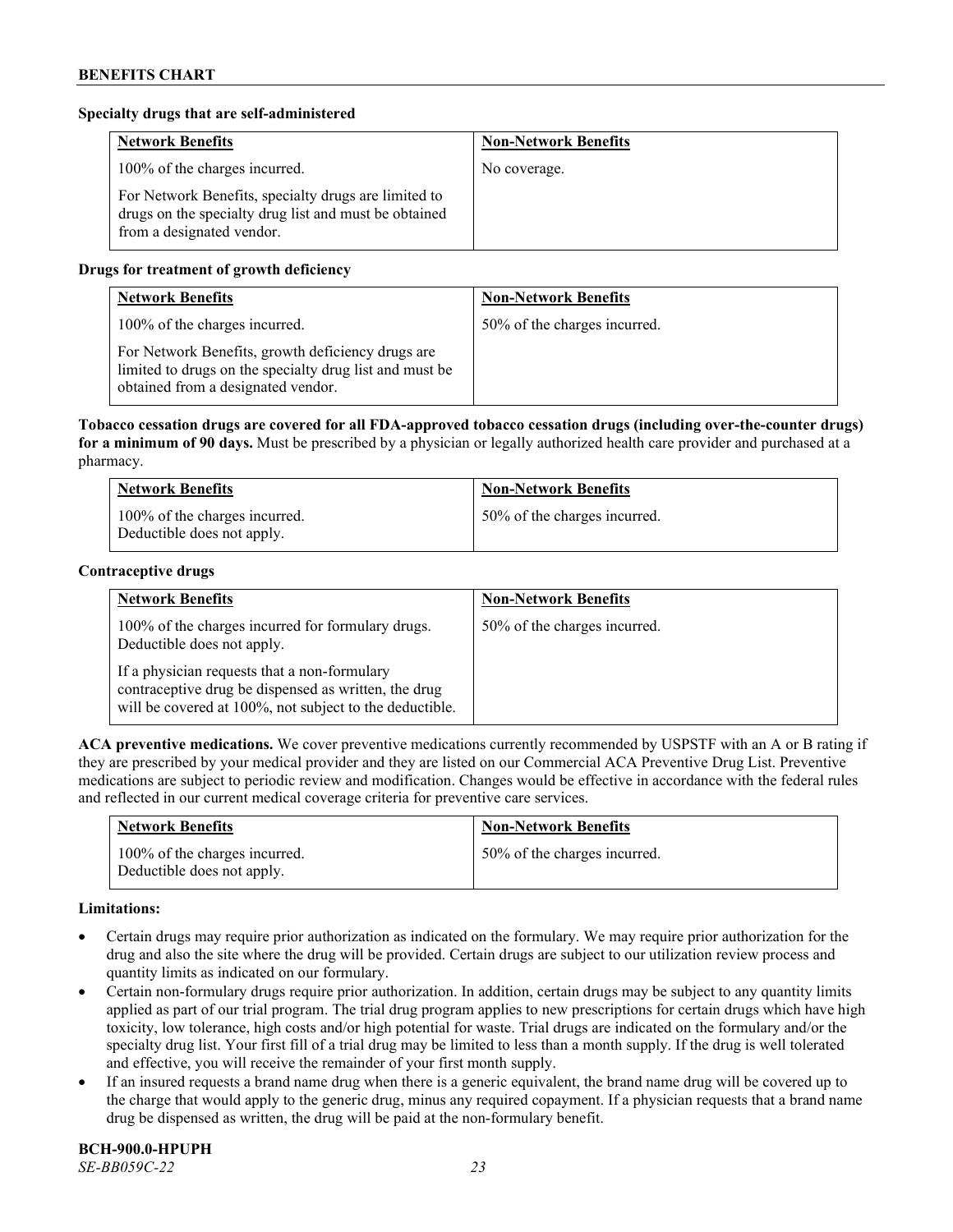**Specialty drugs that are self-administered**

| Network Benefits | Non-Network Benefits |
|---|---|
| 100% of the charges incurred.<br><br>For Network Benefits, specialty drugs are limited to drugs on the specialty drug list and must be obtained from a designated vendor. | No coverage. |

**Drugs for treatment of growth deficiency**

| Network Benefits | Non-Network Benefits |
|---|---|
| 100% of the charges incurred.<br><br>For Network Benefits, growth deficiency drugs are limited to drugs on the specialty drug list and must be obtained from a designated vendor. | 50% of the charges incurred. |

**Tobacco cessation drugs are covered for all FDA-approved tobacco cessation drugs (including over-the-counter drugs) for a minimum of 90 days.** Must be prescribed by a physician or legally authorized health care provider and purchased at a pharmacy.

| Network Benefits | Non-Network Benefits |
|---|---|
| 100% of the charges incurred.<br>Deductible does not apply. | 50% of the charges incurred. |

**Contraceptive drugs**

| Network Benefits | Non-Network Benefits |
|---|---|
| 100% of the charges incurred for formulary drugs. Deductible does not apply.<br><br>If a physician requests that a non-formulary contraceptive drug be dispensed as written, the drug will be covered at 100%, not subject to the deductible. | 50% of the charges incurred. |

**ACA preventive medications.** We cover preventive medications currently recommended by USPSTF with an A or B rating if they are prescribed by your medical provider and they are listed on our Commercial ACA Preventive Drug List. Preventive medications are subject to periodic review and modification. Changes would be effective in accordance with the federal rules and reflected in our current medical coverage criteria for preventive care services.

| Network Benefits | Non-Network Benefits |
|---|---|
| 100% of the charges incurred.<br>Deductible does not apply. | 50% of the charges incurred. |

**Limitations:**

- Certain drugs may require prior authorization as indicated on the formulary. We may require prior authorization for the drug and also the site where the drug will be provided. Certain drugs are subject to our utilization review process and quantity limits as indicated on our formulary.
- Certain non-formulary drugs require prior authorization. In addition, certain drugs may be subject to any quantity limits applied as part of our trial program. The trial drug program applies to new prescriptions for certain drugs which have high toxicity, low tolerance, high costs and/or high potential for waste. Trial drugs are indicated on the formulary and/or the specialty drug list. Your first fill of a trial drug may be limited to less than a month supply. If the drug is well tolerated and effective, you will receive the remainder of your first month supply.
- If an insured requests a brand name drug when there is a generic equivalent, the brand name drug will be covered up to the charge that would apply to the generic drug, minus any required copayment. If a physician requests that a brand name drug be dispensed as written, the drug will be paid at the non-formulary benefit.

**BCH-900.0-HPUPH**
*SE-BB059C-22*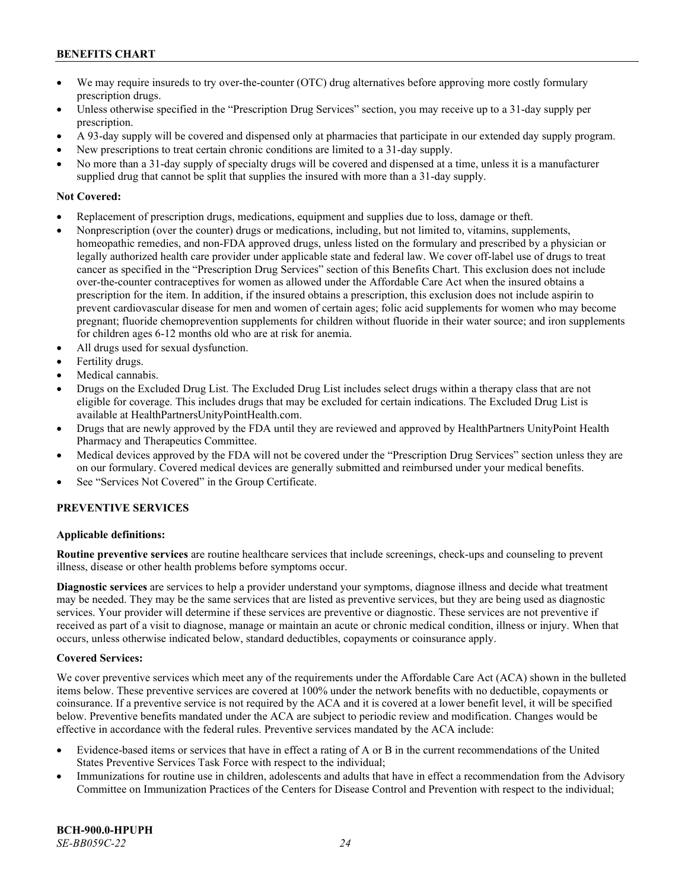- We may require insureds to try over-the-counter (OTC) drug alternatives before approving more costly formulary prescription drugs.
- Unless otherwise specified in the "Prescription Drug Services" section, you may receive up to a 31-day supply per prescription.
- A 93-day supply will be covered and dispensed only at pharmacies that participate in our extended day supply program.
- New prescriptions to treat certain chronic conditions are limited to a 31-day supply.
- No more than a 31-day supply of specialty drugs will be covered and dispensed at a time, unless it is a manufacturer supplied drug that cannot be split that supplies the insured with more than a 31-day supply.

**Not Covered:**

- Replacement of prescription drugs, medications, equipment and supplies due to loss, damage or theft.
- Nonprescription (over the counter) drugs or medications, including, but not limited to, vitamins, supplements, homeopathic remedies, and non-FDA approved drugs, unless listed on the formulary and prescribed by a physician or legally authorized health care provider under applicable state and federal law. We cover off-label use of drugs to treat cancer as specified in the "Prescription Drug Services" section of this Benefits Chart. This exclusion does not include over-the-counter contraceptives for women as allowed under the Affordable Care Act when the insured obtains a prescription for the item. In addition, if the insured obtains a prescription, this exclusion does not include aspirin to prevent cardiovascular disease for men and women of certain ages; folic acid supplements for women who may become pregnant; fluoride chemoprevention supplements for children without fluoride in their water source; and iron supplements for children ages 6-12 months old who are at risk for anemia.
- All drugs used for sexual dysfunction.
- Fertility drugs.
- Medical cannabis.
- Drugs on the Excluded Drug List. The Excluded Drug List includes select drugs within a therapy class that are not eligible for coverage. This includes drugs that may be excluded for certain indications. The Excluded Drug List is available at HealthPartnersUnityPointHealth.com.
- Drugs that are newly approved by the FDA until they are reviewed and approved by HealthPartners UnityPoint Health Pharmacy and Therapeutics Committee.
- Medical devices approved by the FDA will not be covered under the "Prescription Drug Services" section unless they are on our formulary. Covered medical devices are generally submitted and reimbursed under your medical benefits.
- See "Services Not Covered" in the Group Certificate.

## PREVENTIVE SERVICES

**Applicable definitions:**

**Routine preventive services** are routine healthcare services that include screenings, check-ups and counseling to prevent illness, disease or other health problems before symptoms occur.

**Diagnostic services** are services to help a provider understand your symptoms, diagnose illness and decide what treatment may be needed. They may be the same services that are listed as preventive services, but they are being used as diagnostic services. Your provider will determine if these services are preventive or diagnostic. These services are not preventive if received as part of a visit to diagnose, manage or maintain an acute or chronic medical condition, illness or injury. When that occurs, unless otherwise indicated below, standard deductibles, copayments or coinsurance apply.

**Covered Services:**

We cover preventive services which meet any of the requirements under the Affordable Care Act (ACA) shown in the bulleted items below. These preventive services are covered at 100% under the network benefits with no deductible, copayments or coinsurance. If a preventive service is not required by the ACA and it is covered at a lower benefit level, it will be specified below. Preventive benefits mandated under the ACA are subject to periodic review and modification. Changes would be effective in accordance with the federal rules. Preventive services mandated by the ACA include:

- Evidence-based items or services that have in effect a rating of A or B in the current recommendations of the United States Preventive Services Task Force with respect to the individual;
- Immunizations for routine use in children, adolescents and adults that have in effect a recommendation from the Advisory Committee on Immunization Practices of the Centers for Disease Control and Prevention with respect to the individual;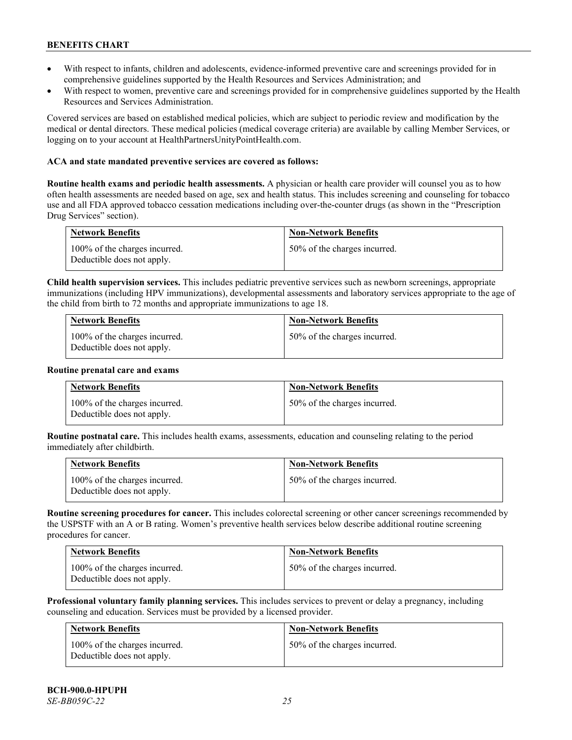- With respect to infants, children and adolescents, evidence-informed preventive care and screenings provided for in comprehensive guidelines supported by the Health Resources and Services Administration; and
- With respect to women, preventive care and screenings provided for in comprehensive guidelines supported by the Health Resources and Services Administration.

Covered services are based on established medical policies, which are subject to periodic review and modification by the medical or dental directors. These medical policies (medical coverage criteria) are available by calling Member Services, or logging on to your account at HealthPartnersUnityPointHealth.com.

**ACA and state mandated preventive services are covered as follows:**

**Routine health exams and periodic health assessments.** A physician or health care provider will counsel you as to how often health assessments are needed based on age, sex and health status. This includes screening and counseling for tobacco use and all FDA approved tobacco cessation medications including over-the-counter drugs (as shown in the "Prescription Drug Services" section).

| Network Benefits | Non-Network Benefits |
|---|---|
| 100% of the charges incurred. Deductible does not apply. | 50% of the charges incurred. |

**Child health supervision services.** This includes pediatric preventive services such as newborn screenings, appropriate immunizations (including HPV immunizations), developmental assessments and laboratory services appropriate to the age of the child from birth to 72 months and appropriate immunizations to age 18.

| Network Benefits | Non-Network Benefits |
|---|---|
| 100% of the charges incurred. Deductible does not apply. | 50% of the charges incurred. |

**Routine prenatal care and exams**

| Network Benefits | Non-Network Benefits |
|---|---|
| 100% of the charges incurred. Deductible does not apply. | 50% of the charges incurred. |

**Routine postnatal care.** This includes health exams, assessments, education and counseling relating to the period immediately after childbirth.

| Network Benefits | Non-Network Benefits |
|---|---|
| 100% of the charges incurred. Deductible does not apply. | 50% of the charges incurred. |

**Routine screening procedures for cancer.** This includes colorectal screening or other cancer screenings recommended by the USPSTF with an A or B rating. Women's preventive health services below describe additional routine screening procedures for cancer.

| Network Benefits | Non-Network Benefits |
|---|---|
| 100% of the charges incurred. Deductible does not apply. | 50% of the charges incurred. |

**Professional voluntary family planning services.** This includes services to prevent or delay a pregnancy, including counseling and education. Services must be provided by a licensed provider.

| Network Benefits | Non-Network Benefits |
|---|---|
| 100% of the charges incurred. Deductible does not apply. | 50% of the charges incurred. |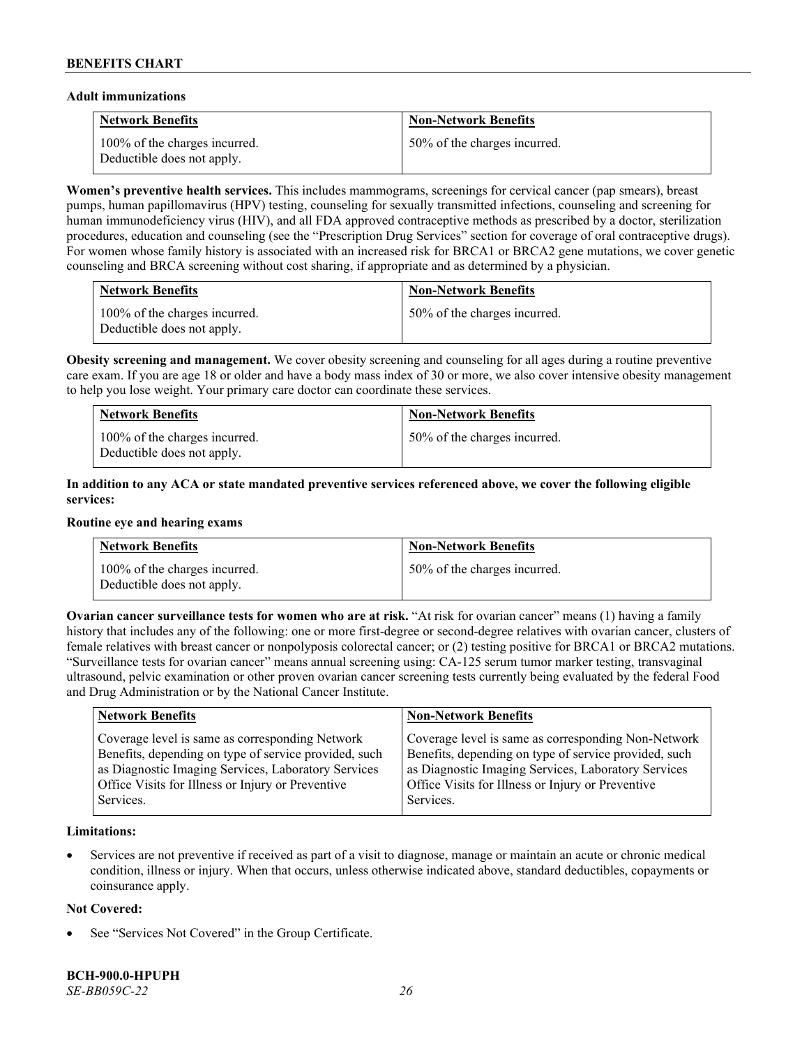**Adult immunizations**

| Network Benefits | Non-Network Benefits |
|---|---|
| 100% of the charges incurred. Deductible does not apply. | 50% of the charges incurred. |

**Women's preventive health services.** This includes mammograms, screenings for cervical cancer (pap smears), breast pumps, human papillomavirus (HPV) testing, counseling for sexually transmitted infections, counseling and screening for human immunodeficiency virus (HIV), and all FDA approved contraceptive methods as prescribed by a doctor, sterilization procedures, education and counseling (see the "Prescription Drug Services" section for coverage of oral contraceptive drugs). For women whose family history is associated with an increased risk for BRCA1 or BRCA2 gene mutations, we cover genetic counseling and BRCA screening without cost sharing, if appropriate and as determined by a physician.

| Network Benefits | Non-Network Benefits |
|---|---|
| 100% of the charges incurred. Deductible does not apply. | 50% of the charges incurred. |

**Obesity screening and management.** We cover obesity screening and counseling for all ages during a routine preventive care exam. If you are age 18 or older and have a body mass index of 30 or more, we also cover intensive obesity management to help you lose weight. Your primary care doctor can coordinate these services.

| Network Benefits | Non-Network Benefits |
|---|---|
| 100% of the charges incurred. Deductible does not apply. | 50% of the charges incurred. |

**In addition to any ACA or state mandated preventive services referenced above, we cover the following eligible services:**

**Routine eye and hearing exams**

| Network Benefits | Non-Network Benefits |
|---|---|
| 100% of the charges incurred. Deductible does not apply. | 50% of the charges incurred. |

**Ovarian cancer surveillance tests for women who are at risk.** "At risk for ovarian cancer" means (1) having a family history that includes any of the following: one or more first-degree or second-degree relatives with ovarian cancer, clusters of female relatives with breast cancer or nonpolyposis colorectal cancer; or (2) testing positive for BRCA1 or BRCA2 mutations. "Surveillance tests for ovarian cancer" means annual screening using: CA-125 serum tumor marker testing, transvaginal ultrasound, pelvic examination or other proven ovarian cancer screening tests currently being evaluated by the federal Food and Drug Administration or by the National Cancer Institute.

| Network Benefits | Non-Network Benefits |
|---|---|
| Coverage level is same as corresponding Network Benefits, depending on type of service provided, such as Diagnostic Imaging Services, Laboratory Services Office Visits for Illness or Injury or Preventive Services. | Coverage level is same as corresponding Non-Network Benefits, depending on type of service provided, such as Diagnostic Imaging Services, Laboratory Services Office Visits for Illness or Injury or Preventive Services. |

**Limitations:**

- Services are not preventive if received as part of a visit to diagnose, manage or maintain an acute or chronic medical condition, illness or injury. When that occurs, unless otherwise indicated above, standard deductibles, copayments or coinsurance apply.

**Not Covered:**

- See "Services Not Covered" in the Group Certificate.

**BCH-900.0-HPUPH**
*SE-BB059C-22*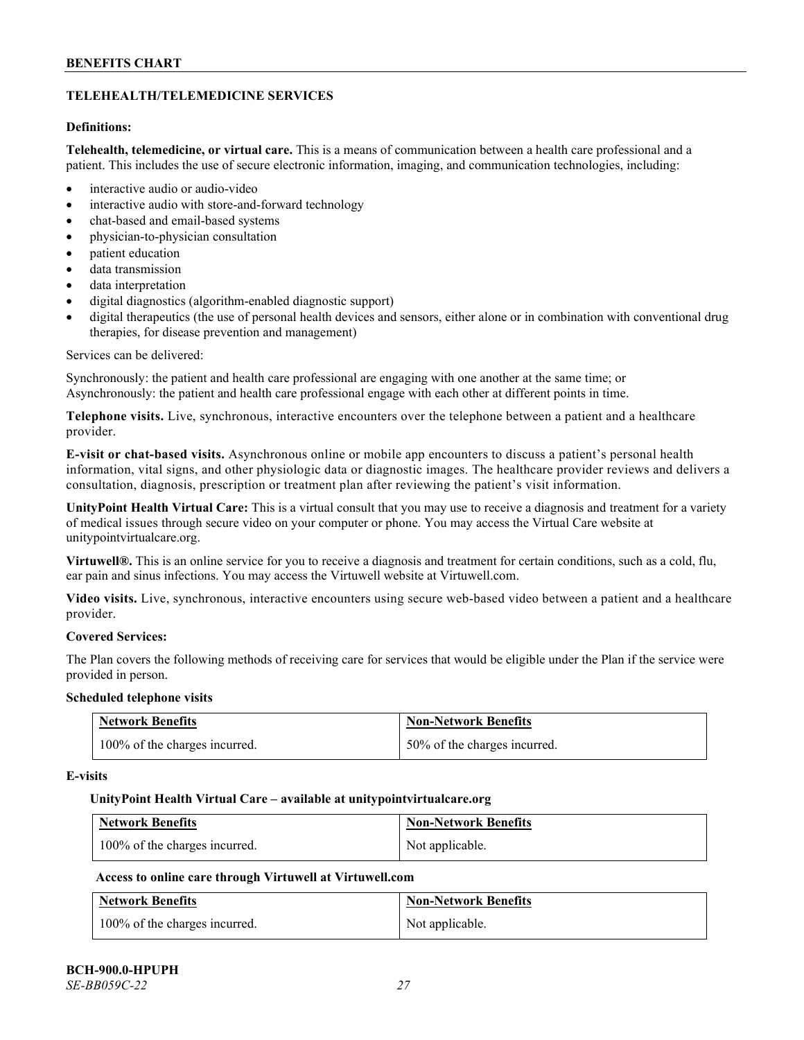## TELEHEALTH/TELEMEDICINE SERVICES

**Definitions:**

**Telehealth, telemedicine, or virtual care.** This is a means of communication between a health care professional and a patient. This includes the use of secure electronic information, imaging, and communication technologies, including:

- interactive audio or audio-video
- interactive audio with store-and-forward technology
- chat-based and email-based systems
- physician-to-physician consultation
- patient education
- data transmission
- data interpretation
- digital diagnostics (algorithm-enabled diagnostic support)
- digital therapeutics (the use of personal health devices and sensors, either alone or in combination with conventional drug therapies, for disease prevention and management)

Services can be delivered:

Synchronously: the patient and health care professional are engaging with one another at the same time; or
Asynchronously: the patient and health care professional engage with each other at different points in time.

**Telephone visits.** Live, synchronous, interactive encounters over the telephone between a patient and a healthcare provider.

**E-visit or chat-based visits.** Asynchronous online or mobile app encounters to discuss a patient's personal health information, vital signs, and other physiologic data or diagnostic images. The healthcare provider reviews and delivers a consultation, diagnosis, prescription or treatment plan after reviewing the patient's visit information.

**UnityPoint Health Virtual Care:** This is a virtual consult that you may use to receive a diagnosis and treatment for a variety of medical issues through secure video on your computer or phone. You may access the Virtual Care website at unitypointvirtualcare.org.

**Virtuwell®.** This is an online service for you to receive a diagnosis and treatment for certain conditions, such as a cold, flu, ear pain and sinus infections. You may access the Virtuwell website at Virtuwell.com.

**Video visits.** Live, synchronous, interactive encounters using secure web-based video between a patient and a healthcare provider.

**Covered Services:**

The Plan covers the following methods of receiving care for services that would be eligible under the Plan if the service were provided in person.

**Scheduled telephone visits**

| Network Benefits | Non-Network Benefits |
|---|---|
| 100% of the charges incurred. | 50% of the charges incurred. |

**E-visits**

**UnityPoint Health Virtual Care – available at unitypointvirtualcare.org**

| Network Benefits | Non-Network Benefits |
|---|---|
| 100% of the charges incurred. | Not applicable. |

**Access to online care through Virtuwell at Virtuwell.com**

| Network Benefits | Non-Network Benefits |
|---|---|
| 100% of the charges incurred. | Not applicable. |

**BCH-900.0-HPUPH**
*SE-BB059C-22*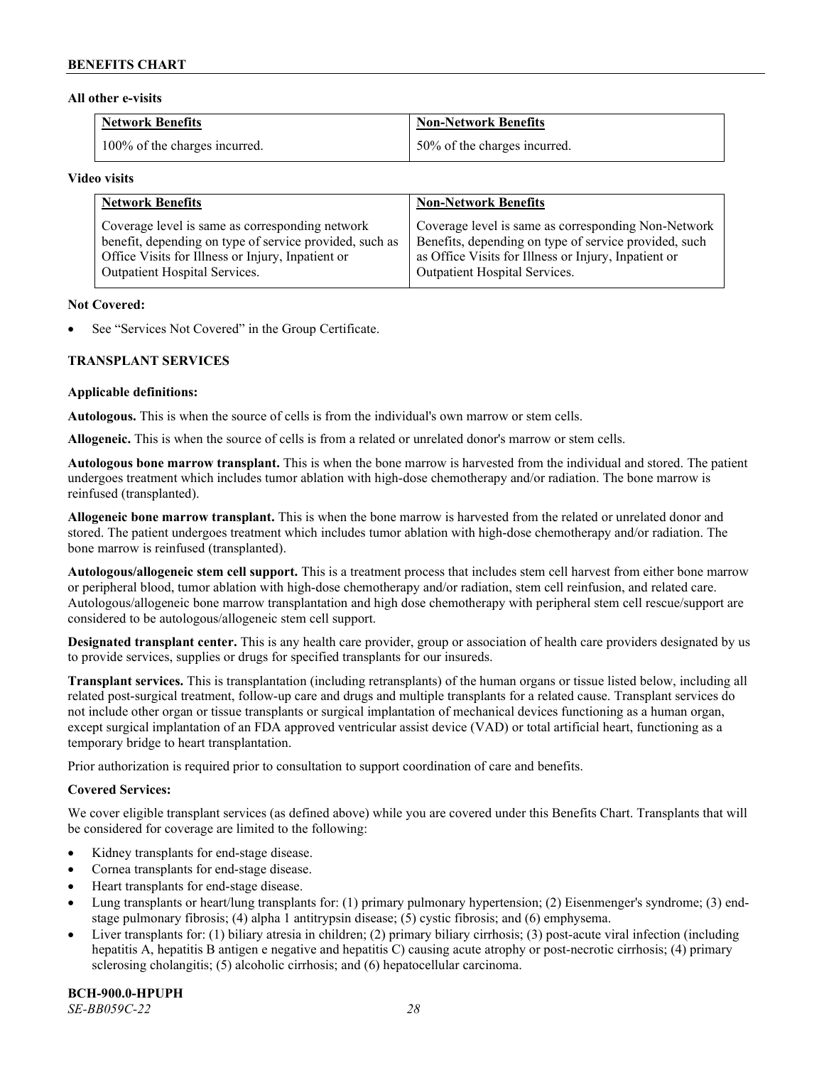**All other e-visits**

| Network Benefits | Non-Network Benefits |
|---|---|
| 100% of the charges incurred. | 50% of the charges incurred. |

**Video visits**

| Network Benefits | Non-Network Benefits |
|---|---|
| Coverage level is same as corresponding network benefit, depending on type of service provided, such as Office Visits for Illness or Injury, Inpatient or Outpatient Hospital Services. | Coverage level is same as corresponding Non-Network Benefits, depending on type of service provided, such as Office Visits for Illness or Injury, Inpatient or Outpatient Hospital Services. |

**Not Covered:**

- See "Services Not Covered" in the Group Certificate.

## TRANSPLANT SERVICES

**Applicable definitions:**

**Autologous.** This is when the source of cells is from the individual's own marrow or stem cells.

**Allogeneic.** This is when the source of cells is from a related or unrelated donor's marrow or stem cells.

**Autologous bone marrow transplant.** This is when the bone marrow is harvested from the individual and stored. The patient undergoes treatment which includes tumor ablation with high-dose chemotherapy and/or radiation. The bone marrow is reinfused (transplanted).

**Allogeneic bone marrow transplant.** This is when the bone marrow is harvested from the related or unrelated donor and stored. The patient undergoes treatment which includes tumor ablation with high-dose chemotherapy and/or radiation. The bone marrow is reinfused (transplanted).

**Autologous/allogeneic stem cell support.** This is a treatment process that includes stem cell harvest from either bone marrow or peripheral blood, tumor ablation with high-dose chemotherapy and/or radiation, stem cell reinfusion, and related care. Autologous/allogeneic bone marrow transplantation and high dose chemotherapy with peripheral stem cell rescue/support are considered to be autologous/allogeneic stem cell support.

**Designated transplant center.** This is any health care provider, group or association of health care providers designated by us to provide services, supplies or drugs for specified transplants for our insureds.

**Transplant services.** This is transplantation (including retransplants) of the human organs or tissue listed below, including all related post-surgical treatment, follow-up care and drugs and multiple transplants for a related cause. Transplant services do not include other organ or tissue transplants or surgical implantation of mechanical devices functioning as a human organ, except surgical implantation of an FDA approved ventricular assist device (VAD) or total artificial heart, functioning as a temporary bridge to heart transplantation.

Prior authorization is required prior to consultation to support coordination of care and benefits.

**Covered Services:**

We cover eligible transplant services (as defined above) while you are covered under this Benefits Chart. Transplants that will be considered for coverage are limited to the following:

- Kidney transplants for end-stage disease.
- Cornea transplants for end-stage disease.
- Heart transplants for end-stage disease.
- Lung transplants or heart/lung transplants for: (1) primary pulmonary hypertension; (2) Eisenmenger's syndrome; (3) end-stage pulmonary fibrosis; (4) alpha 1 antitrypsin disease; (5) cystic fibrosis; and (6) emphysema.
- Liver transplants for: (1) biliary atresia in children; (2) primary biliary cirrhosis; (3) post-acute viral infection (including hepatitis A, hepatitis B antigen e negative and hepatitis C) causing acute atrophy or post-necrotic cirrhosis; (4) primary sclerosing cholangitis; (5) alcoholic cirrhosis; and (6) hepatocellular carcinoma.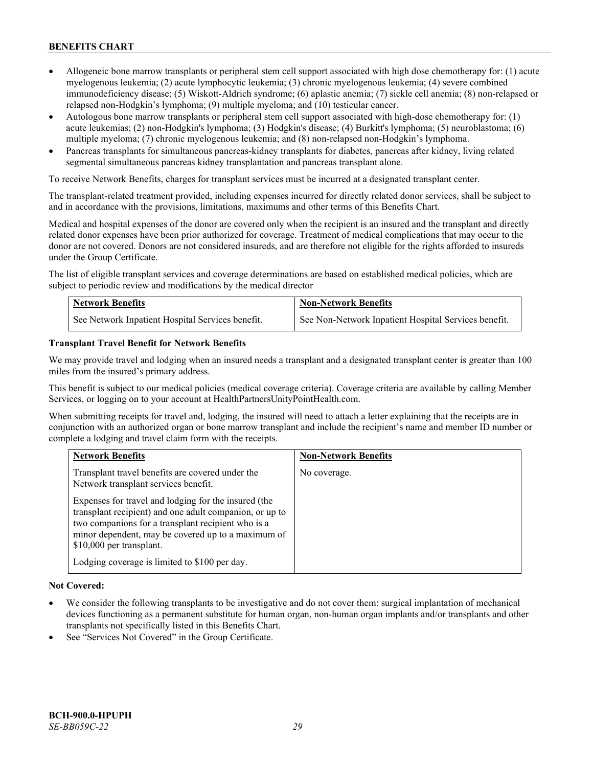- Allogeneic bone marrow transplants or peripheral stem cell support associated with high dose chemotherapy for: (1) acute myelogenous leukemia; (2) acute lymphocytic leukemia; (3) chronic myelogenous leukemia; (4) severe combined immunodeficiency disease; (5) Wiskott-Aldrich syndrome; (6) aplastic anemia; (7) sickle cell anemia; (8) non-relapsed or relapsed non-Hodgkin's lymphoma; (9) multiple myeloma; and (10) testicular cancer.
- Autologous bone marrow transplants or peripheral stem cell support associated with high-dose chemotherapy for: (1) acute leukemias; (2) non-Hodgkin's lymphoma; (3) Hodgkin's disease; (4) Burkitt's lymphoma; (5) neuroblastoma; (6) multiple myeloma; (7) chronic myelogenous leukemia; and (8) non-relapsed non-Hodgkin's lymphoma.
- Pancreas transplants for simultaneous pancreas-kidney transplants for diabetes, pancreas after kidney, living related segmental simultaneous pancreas kidney transplantation and pancreas transplant alone.

To receive Network Benefits, charges for transplant services must be incurred at a designated transplant center.

The transplant-related treatment provided, including expenses incurred for directly related donor services, shall be subject to and in accordance with the provisions, limitations, maximums and other terms of this Benefits Chart.

Medical and hospital expenses of the donor are covered only when the recipient is an insured and the transplant and directly related donor expenses have been prior authorized for coverage. Treatment of medical complications that may occur to the donor are not covered. Donors are not considered insureds, and are therefore not eligible for the rights afforded to insureds under the Group Certificate.

The list of eligible transplant services and coverage determinations are based on established medical policies, which are subject to periodic review and modifications by the medical director

| Network Benefits | Non-Network Benefits |
|---|---|
| See Network Inpatient Hospital Services benefit. | See Non-Network Inpatient Hospital Services benefit. |

**Transplant Travel Benefit for Network Benefits**

We may provide travel and lodging when an insured needs a transplant and a designated transplant center is greater than 100 miles from the insured's primary address.

This benefit is subject to our medical policies (medical coverage criteria). Coverage criteria are available by calling Member Services, or logging on to your account at HealthPartnersUnityPointHealth.com.

When submitting receipts for travel and, lodging, the insured will need to attach a letter explaining that the receipts are in conjunction with an authorized organ or bone marrow transplant and include the recipient's name and member ID number or complete a lodging and travel claim form with the receipts.

| Network Benefits | Non-Network Benefits |
|---|---|
| Transplant travel benefits are covered under the Network transplant services benefit.<br><br>Expenses for travel and lodging for the insured (the transplant recipient) and one adult companion, or up to two companions for a transplant recipient who is a minor dependent, may be covered up to a maximum of $10,000 per transplant.<br><br>Lodging coverage is limited to $100 per day. | No coverage. |

**Not Covered:**

- We consider the following transplants to be investigative and do not cover them: surgical implantation of mechanical devices functioning as a permanent substitute for human organ, non-human organ implants and/or transplants and other transplants not specifically listed in this Benefits Chart.
- See "Services Not Covered" in the Group Certificate.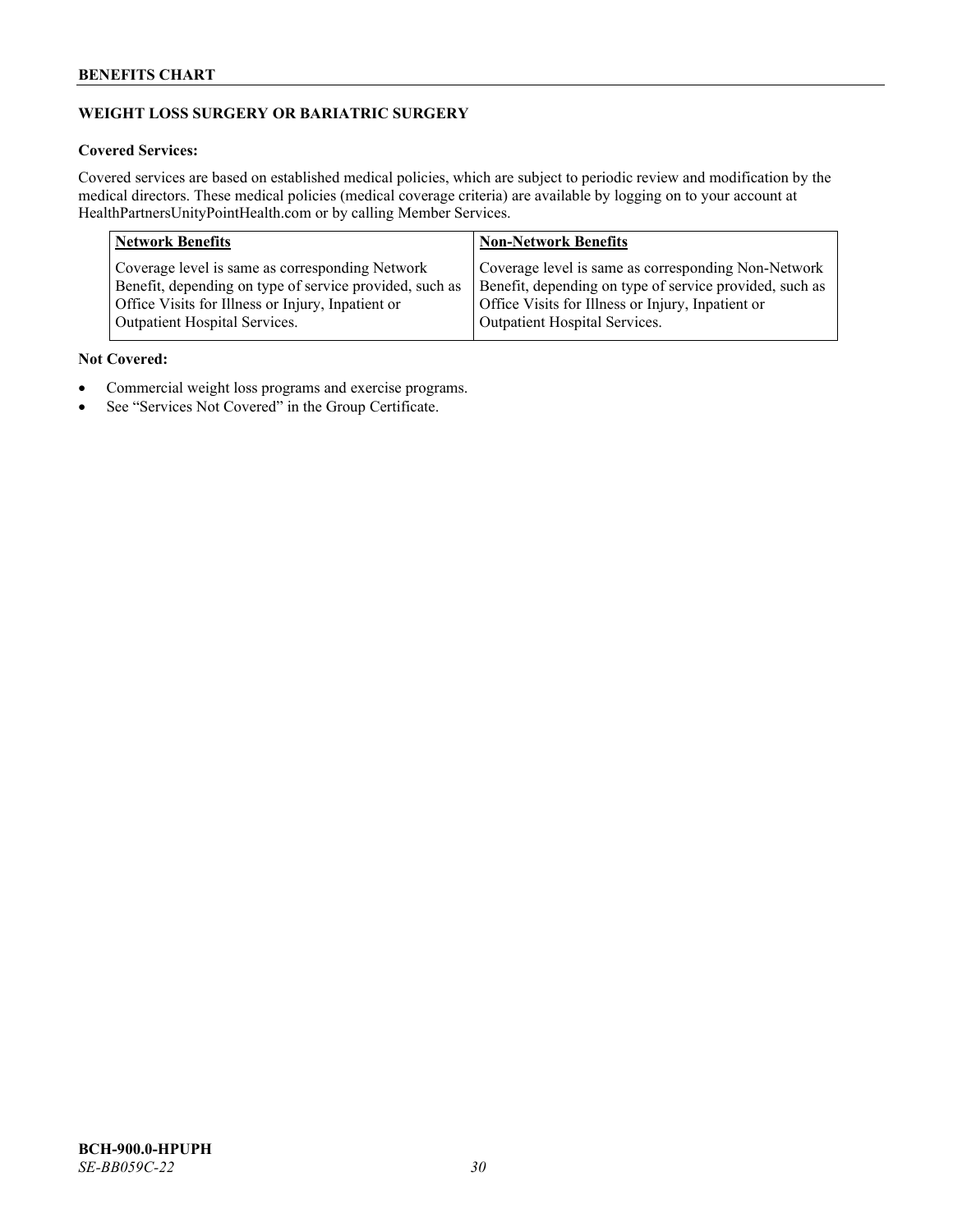## WEIGHT LOSS SURGERY OR BARIATRIC SURGERY

**Covered Services:**

Covered services are based on established medical policies, which are subject to periodic review and modification by the medical directors. These medical policies (medical coverage criteria) are available by logging on to your account at HealthPartnersUnityPointHealth.com or by calling Member Services.

| Network Benefits | Non-Network Benefits |
|---|---|
| Coverage level is same as corresponding Network Benefit, depending on type of service provided, such as Office Visits for Illness or Injury, Inpatient or Outpatient Hospital Services. | Coverage level is same as corresponding Non-Network Benefit, depending on type of service provided, such as Office Visits for Illness or Injury, Inpatient or Outpatient Hospital Services. |

**Not Covered:**

- Commercial weight loss programs and exercise programs.
- See "Services Not Covered" in the Group Certificate.